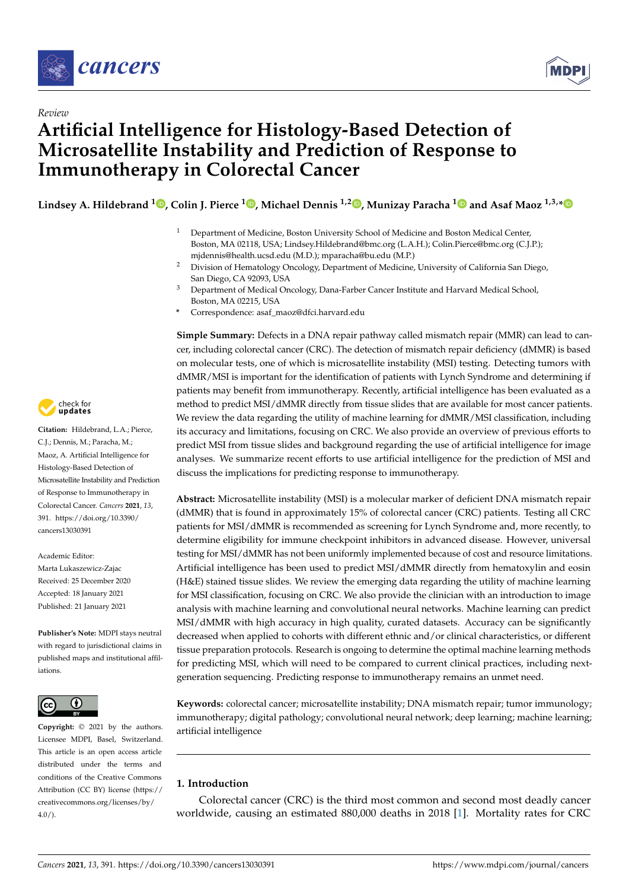*Review*

# Artificial Intelligence for Histology-Based Detection of Microsatellite Instability and Prediction of Response to Immunotherapy in Colorectal Cancer

**Lindsey A. Hildebrand [1], Colin J. Pierce [1], Michael Dennis [1,2], Munizay Paracha [1] and Asaf Maoz [1,3,*]**

[1] Department of Medicine, Boston University School of Medicine and Boston Medical Center, Boston, MA 02118, USA; Lindsey.Hildebrand@bmc.org (L.A.H.); Colin.Pierce@bmc.org (C.J.P.); mjdennis@health.ucsd.edu (M.D.); mparacha@bu.edu (M.P.)

[2] Division of Hematology Oncology, Department of Medicine, University of California San Diego, San Diego, CA 92093, USA

[3] Department of Medical Oncology, Dana-Farber Cancer Institute and Harvard Medical School, Boston, MA 02215, USA

\* Correspondence: asaf_maoz@dfci.harvard.edu

**Citation:** Hildebrand, L.A.; Pierce, C.J.; Dennis, M.; Paracha, M.; Maoz, A. Artificial Intelligence for Histology-Based Detection of Microsatellite Instability and Prediction of Response to Immunotherapy in Colorectal Cancer. *Cancers* **2021**, *13*, 391. https://doi.org/10.3390/cancers13030391

Academic Editor: Marta Lukaszewicz-Zajac

Received: 25 December 2020
Accepted: 18 January 2021
Published: 21 January 2021

**Publisher's Note:** MDPI stays neutral with regard to jurisdictional claims in published maps and institutional affiliations.

**Copyright:** © 2021 by the authors. Licensee MDPI, Basel, Switzerland. This article is an open access article distributed under the terms and conditions of the Creative Commons Attribution (CC BY) license (https://creativecommons.org/licenses/by/4.0/).

**Simple Summary:** Defects in a DNA repair pathway called mismatch repair (MMR) can lead to cancer, including colorectal cancer (CRC). The detection of mismatch repair deficiency (dMMR) is based on molecular tests, one of which is microsatellite instability (MSI) testing. Detecting tumors with dMMR/MSI is important for the identification of patients with Lynch Syndrome and determining if patients may benefit from immunotherapy. Recently, artificial intelligence has been evaluated as a method to predict MSI/dMMR directly from tissue slides that are available for most cancer patients. We review the data regarding the utility of machine learning for dMMR/MSI classification, including its accuracy and limitations, focusing on CRC. We also provide an overview of previous efforts to predict MSI from tissue slides and background regarding the use of artificial intelligence for image analyses. We summarize recent efforts to use artificial intelligence for the prediction of MSI and discuss the implications for predicting response to immunotherapy.

**Abstract:** Microsatellite instability (MSI) is a molecular marker of deficient DNA mismatch repair (dMMR) that is found in approximately 15% of colorectal cancer (CRC) patients. Testing all CRC patients for MSI/dMMR is recommended as screening for Lynch Syndrome and, more recently, to determine eligibility for immune checkpoint inhibitors in advanced disease. However, universal testing for MSI/dMMR has not been uniformly implemented because of cost and resource limitations. Artificial intelligence has been used to predict MSI/dMMR directly from hematoxylin and eosin (H&E) stained tissue slides. We review the emerging data regarding the utility of machine learning for MSI classification, focusing on CRC. We also provide the clinician with an introduction to image analysis with machine learning and convolutional neural networks. Machine learning can predict MSI/dMMR with high accuracy in high quality, curated datasets. Accuracy can be significantly decreased when applied to cohorts with different ethnic and/or clinical characteristics, or different tissue preparation protocols. Research is ongoing to determine the optimal machine learning methods for predicting MSI, which will need to be compared to current clinical practices, including next-generation sequencing. Predicting response to immunotherapy remains an unmet need.

**Keywords:** colorectal cancer; microsatellite instability; DNA mismatch repair; tumor immunology; immunotherapy; digital pathology; convolutional neural network; deep learning; machine learning; artificial intelligence

## 1. Introduction

Colorectal cancer (CRC) is the third most common and second most deadly cancer worldwide, causing an estimated 880,000 deaths in 2018 [1]. Mortality rates for CRC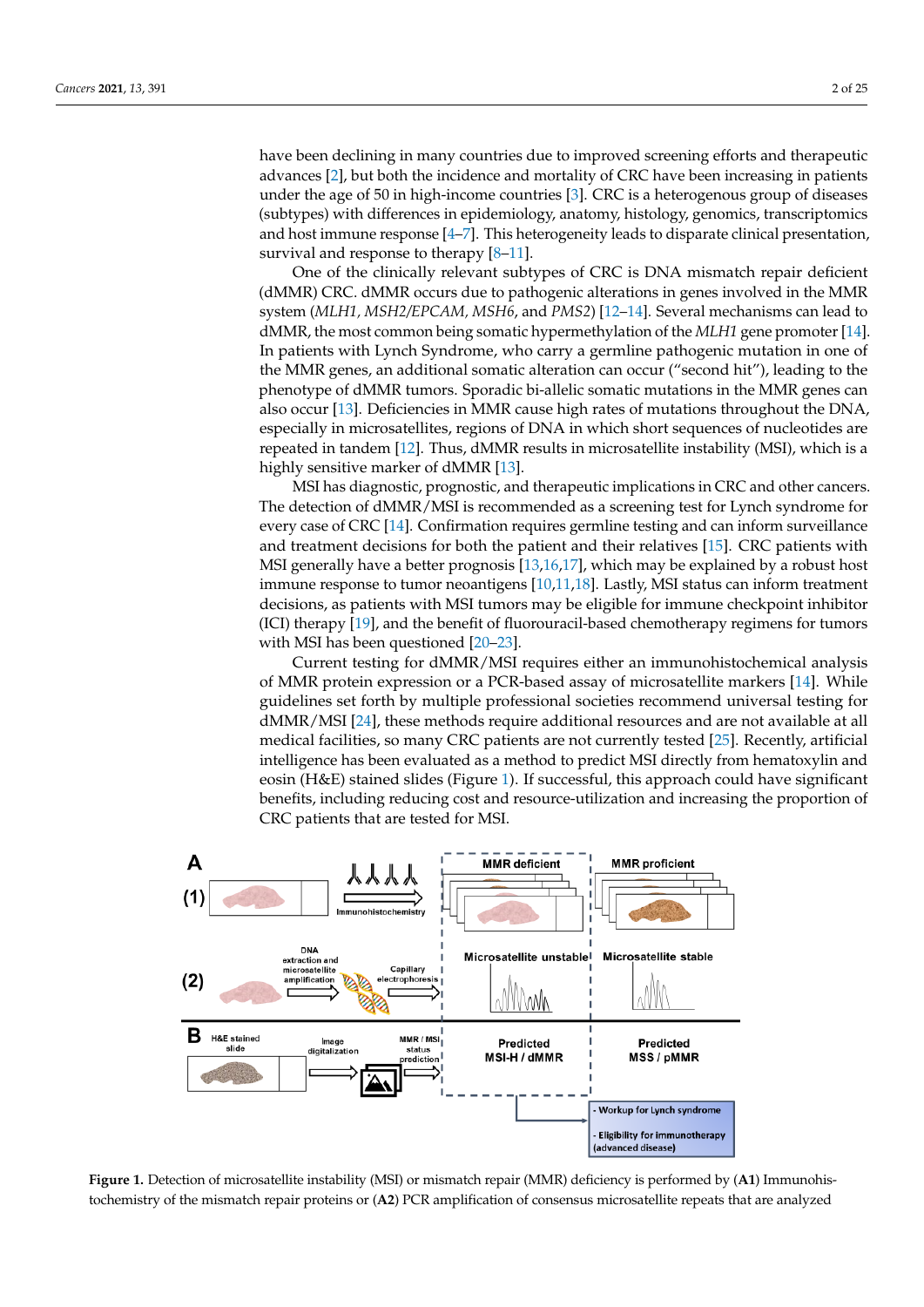have been declining in many countries due to improved screening efforts and therapeutic advances [2], but both the incidence and mortality of CRC have been increasing in patients under the age of 50 in high-income countries [3]. CRC is a heterogenous group of diseases (subtypes) with differences in epidemiology, anatomy, histology, genomics, transcriptomics and host immune response [4–7]. This heterogeneity leads to disparate clinical presentation, survival and response to therapy [8–11].

One of the clinically relevant subtypes of CRC is DNA mismatch repair deficient (dMMR) CRC. dMMR occurs due to pathogenic alterations in genes involved in the MMR system (*MLH1, MSH2/EPCAM, MSH6*, and *PMS2*) [12–14]. Several mechanisms can lead to dMMR, the most common being somatic hypermethylation of the *MLH1* gene promoter [14]. In patients with Lynch Syndrome, who carry a germline pathogenic mutation in one of the MMR genes, an additional somatic alteration can occur ("second hit"), leading to the phenotype of dMMR tumors. Sporadic bi-allelic somatic mutations in the MMR genes can also occur [13]. Deficiencies in MMR cause high rates of mutations throughout the DNA, especially in microsatellites, regions of DNA in which short sequences of nucleotides are repeated in tandem [12]. Thus, dMMR results in microsatellite instability (MSI), which is a highly sensitive marker of dMMR [13].

MSI has diagnostic, prognostic, and therapeutic implications in CRC and other cancers. The detection of dMMR/MSI is recommended as a screening test for Lynch syndrome for every case of CRC [14]. Confirmation requires germline testing and can inform surveillance and treatment decisions for both the patient and their relatives [15]. CRC patients with MSI generally have a better prognosis [13,16,17], which may be explained by a robust host immune response to tumor neoantigens [10,11,18]. Lastly, MSI status can inform treatment decisions, as patients with MSI tumors may be eligible for immune checkpoint inhibitor (ICI) therapy [19], and the benefit of fluorouracil-based chemotherapy regimens for tumors with MSI has been questioned [20–23].

Current testing for dMMR/MSI requires either an immunohistochemical analysis of MMR protein expression or a PCR-based assay of microsatellite markers [14]. While guidelines set forth by multiple professional societies recommend universal testing for dMMR/MSI [24], these methods require additional resources and are not available at all medical facilities, so many CRC patients are not currently tested [25]. Recently, artificial intelligence has been evaluated as a method to predict MSI directly from hematoxylin and eosin (H&E) stained slides (Figure 1). If successful, this approach could have significant benefits, including reducing cost and resource-utilization and increasing the proportion of CRC patients that are tested for MSI.

**Figure 1.** Detection of microsatellite instability (MSI) or mismatch repair (MMR) deficiency is performed by (**A1**) Immunohistochemistry of the mismatch repair proteins or (**A2**) PCR amplification of consensus microsatellite repeats that are analyzed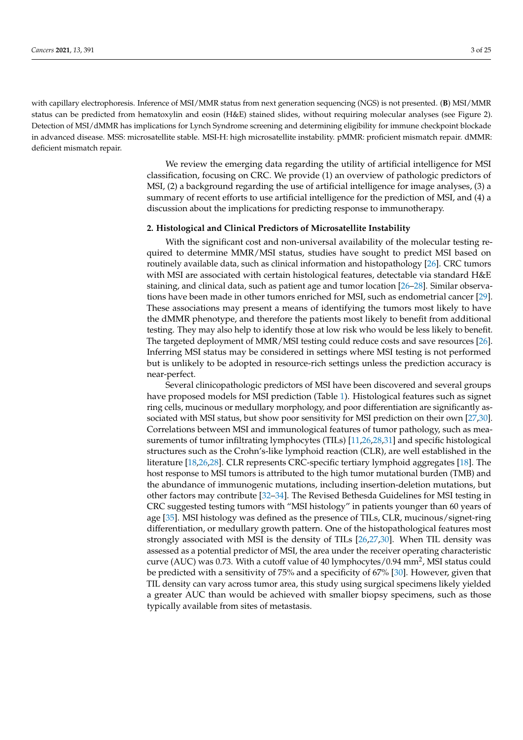with capillary electrophoresis. Inference of MSI/MMR status from next generation sequencing (NGS) is not presented. (**B**) MSI/MMR status can be predicted from hematoxylin and eosin (H&E) stained slides, without requiring molecular analyses (see Figure 2). Detection of MSI/dMMR has implications for Lynch Syndrome screening and determining eligibility for immune checkpoint blockade in advanced disease. MSS: microsatellite stable. MSI-H: high microsatellite instability. pMMR: proficient mismatch repair. dMMR: deficient mismatch repair.

We review the emerging data regarding the utility of artificial intelligence for MSI classification, focusing on CRC. We provide (1) an overview of pathologic predictors of MSI, (2) a background regarding the use of artificial intelligence for image analyses, (3) a summary of recent efforts to use artificial intelligence for the prediction of MSI, and (4) a discussion about the implications for predicting response to immunotherapy.

## 2. Histological and Clinical Predictors of Microsatellite Instability

With the significant cost and non-universal availability of the molecular testing required to determine MMR/MSI status, studies have sought to predict MSI based on routinely available data, such as clinical information and histopathology [26]. CRC tumors with MSI are associated with certain histological features, detectable via standard H&E staining, and clinical data, such as patient age and tumor location [26–28]. Similar observations have been made in other tumors enriched for MSI, such as endometrial cancer [29]. These associations may present a means of identifying the tumors most likely to have the dMMR phenotype, and therefore the patients most likely to benefit from additional testing. They may also help to identify those at low risk who would be less likely to benefit. The targeted deployment of MMR/MSI testing could reduce costs and save resources [26]. Inferring MSI status may be considered in settings where MSI testing is not performed but is unlikely to be adopted in resource-rich settings unless the prediction accuracy is near-perfect.

Several clinicopathologic predictors of MSI have been discovered and several groups have proposed models for MSI prediction (Table 1). Histological features such as signet ring cells, mucinous or medullary morphology, and poor differentiation are significantly associated with MSI status, but show poor sensitivity for MSI prediction on their own [27,30]. Correlations between MSI and immunological features of tumor pathology, such as measurements of tumor infiltrating lymphocytes (TILs) [11,26,28,31] and specific histological structures such as the Crohn's-like lymphoid reaction (CLR), are well established in the literature [18,26,28]. CLR represents CRC-specific tertiary lymphoid aggregates [18]. The host response to MSI tumors is attributed to the high tumor mutational burden (TMB) and the abundance of immunogenic mutations, including insertion-deletion mutations, but other factors may contribute [32–34]. The Revised Bethesda Guidelines for MSI testing in CRC suggested testing tumors with "MSI histology" in patients younger than 60 years of age [35]. MSI histology was defined as the presence of TILs, CLR, mucinous/signet-ring differentiation, or medullary growth pattern. One of the histopathological features most strongly associated with MSI is the density of TILs [26,27,30]. When TIL density was assessed as a potential predictor of MSI, the area under the receiver operating characteristic curve (AUC) was 0.73. With a cutoff value of 40 lymphocytes/0.94 $mm^2$, MSI status could be predicted with a sensitivity of 75% and a specificity of 67% [30]. However, given that TIL density can vary across tumor area, this study using surgical specimens likely yielded a greater AUC than would be achieved with smaller biopsy specimens, such as those typically available from sites of metastasis.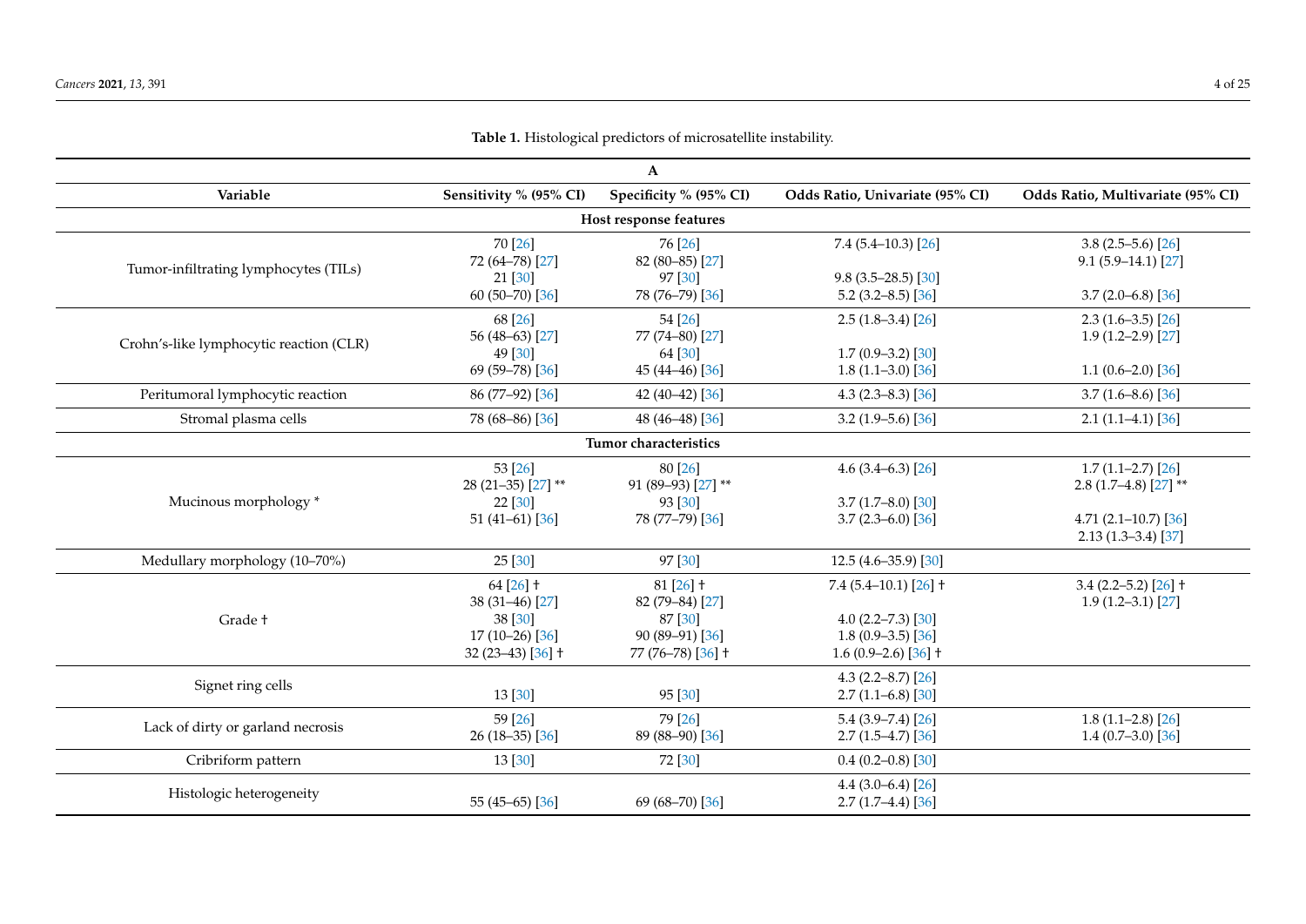**Table 1.** Histological predictors of microsatellite instability.

| A | | | | |
|---|---|---|---|---|
| **Variable** | **Sensitivity % (95% CI)** | **Specificity % (95% CI)** | **Odds Ratio, Univariate (95% CI)** | **Odds Ratio, Multivariate (95% CI)** |
| **Host response features** | | | | |
| Tumor-infiltrating lymphocytes (TILs) | 70 [26]<br>72 (64–78) [27]<br>21 [30]<br>60 (50–70) [36] | 76 [26]<br>82 (80–85) [27]<br>97 [30]<br>78 (76–79) [36] | 7.4 (5.4–10.3) [26]<br><br>9.8 (3.5–28.5) [30]<br>5.2 (3.2–8.5) [36] | 3.8 (2.5–5.6) [26]<br>9.1 (5.9–14.1) [27]<br><br>3.7 (2.0–6.8) [36] |
| Crohn's-like lymphocytic reaction (CLR) | 68 [26]<br>56 (48–63) [27]<br>49 [30]<br>69 (59–78) [36] | 54 [26]<br>77 (74–80) [27]<br>64 [30]<br>45 (44–46) [36] | 2.5 (1.8–3.4) [26]<br><br>1.7 (0.9–3.2) [30]<br>1.8 (1.1–3.0) [36] | 2.3 (1.6–3.5) [26]<br>1.9 (1.2–2.9) [27]<br><br>1.1 (0.6–2.0) [36] |
| Peritumoral lymphocytic reaction | 86 (77–92) [36] | 42 (40–42) [36] | 4.3 (2.3–8.3) [36] | 3.7 (1.6–8.6) [36] |
| Stromal plasma cells | 78 (68–86) [36] | 48 (46–48) [36] | 3.2 (1.9–5.6) [36] | 2.1 (1.1–4.1) [36] |
| **Tumor characteristics** | | | | |
| Mucinous morphology * | 53 [26]<br>28 (21–35) [27] **<br>22 [30]<br>51 (41–61) [36] | 80 [26]<br>91 (89–93) [27] **<br>93 [30]<br>78 (77–79) [36] | 4.6 (3.4–6.3) [26]<br><br>3.7 (1.7–8.0) [30]<br>3.7 (2.3–6.0) [36] | 1.7 (1.1–2.7) [26]<br>2.8 (1.7–4.8) [27] **<br><br>4.71 (2.1–10.7) [36]<br>2.13 (1.3–3.4) [37] |
| Medullary morphology (10–70%) | 25 [30] | 97 [30] | 12.5 (4.6–35.9) [30] | |
| Grade † | 64 [26] †<br>38 (31–46) [27]<br>38 [30]<br>17 (10–26) [36]<br>32 (23–43) [36] † | 81 [26] †<br>82 (79–84) [27]<br>87 [30]<br>90 (89–91) [36]<br>77 (76–78) [36] † | 7.4 (5.4–10.1) [26] †<br><br>4.0 (2.2–7.3) [30]<br>1.8 (0.9–3.5) [36]<br>1.6 (0.9–2.6) [36] † | 3.4 (2.2–5.2) [26] †<br>1.9 (1.2–3.1) [27] |
| Signet ring cells | <br>13 [30] | <br>95 [30] | 4.3 (2.2–8.7) [26]<br>2.7 (1.1–6.8) [30] | |
| Lack of dirty or garland necrosis | 59 [26]<br>26 (18–35) [36] | 79 [26]<br>89 (88–90) [36] | 5.4 (3.9–7.4) [26]<br>2.7 (1.5–4.7) [36] | 1.8 (1.1–2.8) [26]<br>1.4 (0.7–3.0) [36] |
| Cribriform pattern | 13 [30] | 72 [30] | 0.4 (0.2–0.8) [30] | |
| Histologic heterogeneity | <br>55 (45–65) [36] | <br>69 (68–70) [36] | 4.4 (3.0–6.4) [26]<br>2.7 (1.7–4.4) [36] | |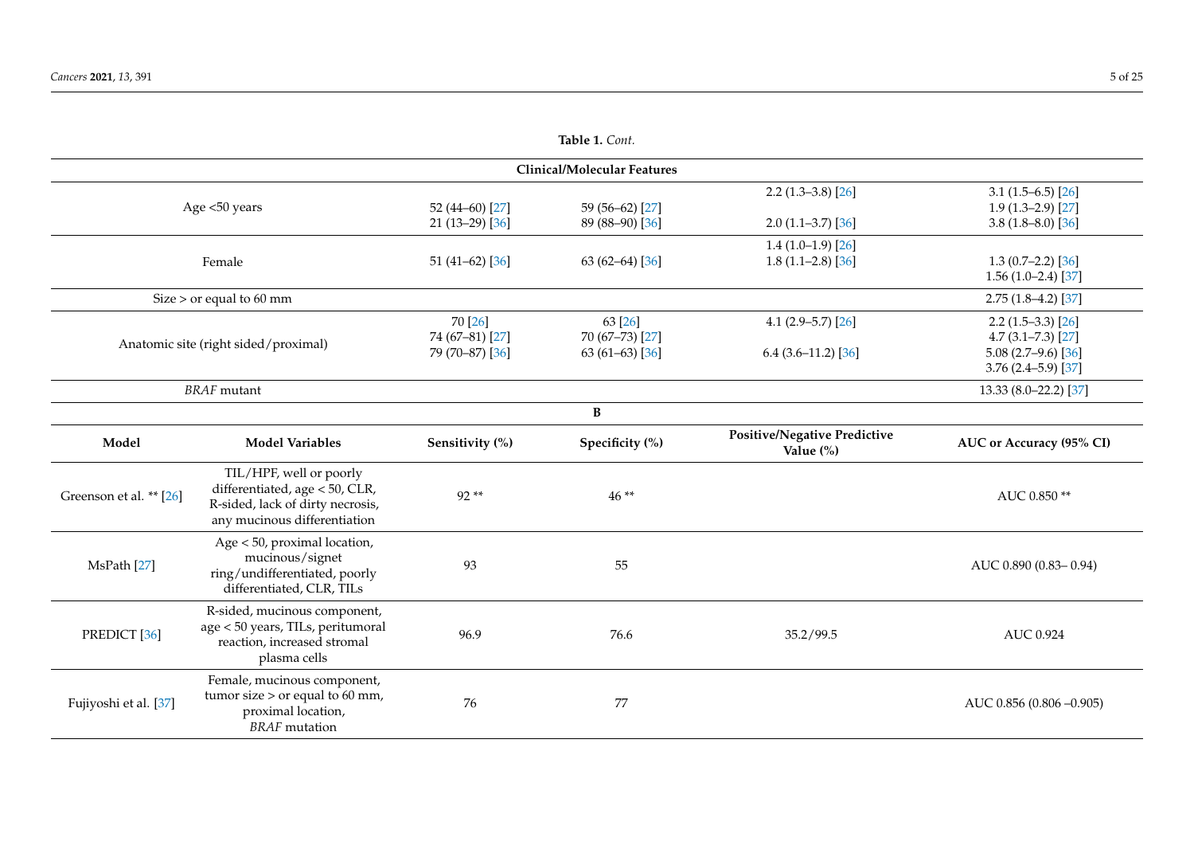**Table 1.** *Cont.*

| Clinical/Molecular Features | | | | | |
|---|---|---|---|---|---|
| Age <50 years | | 52 (44–60) [27]<br>21 (13–29) [36] | 59 (56–62) [27]<br>89 (88–90) [36] | 2.2 (1.3–3.8) [26]<br>2.0 (1.1–3.7) [36] | 3.1 (1.5–6.5) [26]<br>1.9 (1.3–2.9) [27]<br>3.8 (1.8–8.0) [36] |
| Female | | 51 (41–62) [36] | 63 (62–64) [36] | 1.4 (1.0–1.9) [26]<br>1.8 (1.1–2.8) [36] | 1.3 (0.7–2.2) [36]<br>1.56 (1.0–2.4) [37] |
| Size > or equal to 60 mm | | | | | 2.75 (1.8–4.2) [37] |
| Anatomic site (right sided/proximal) | | 70 [26]<br>74 (67–81) [27]<br>79 (70–87) [36] | 63 [26]<br>70 (67–73) [27]<br>63 (61–63) [36] | 4.1 (2.9–5.7) [26]<br>6.4 (3.6–11.2) [36] | 2.2 (1.5–3.3) [26]<br>4.7 (3.1–7.3) [27]<br>5.08 (2.7–9.6) [36]<br>3.76 (2.4–5.9) [37] |
| *BRAF* mutant | | | | | 13.33 (8.0–22.2) [37] |
| **B** | | | | | |
| **Model** | **Model Variables** | **Sensitivity (%)** | **Specificity (%)** | **Positive/Negative Predictive Value (%)** | **AUC or Accuracy (95% CI)** |
| Greenson et al. ** [26] | TIL/HPF, well or poorly differentiated, age < 50, CLR, R-sided, lack of dirty necrosis, any mucinous differentiation | 92 ** | 46 ** | | AUC 0.850 ** |
| MsPath [27] | Age < 50, proximal location, mucinous/signet ring/undifferentiated, poorly differentiated, CLR, TILs | 93 | 55 | | AUC 0.890 (0.83– 0.94) |
| PREDICT [36] | R-sided, mucinous component, age < 50 years, TILs, peritumoral reaction, increased stromal plasma cells | 96.9 | 76.6 | 35.2/99.5 | AUC 0.924 |
| Fujiyoshi et al. [37] | Female, mucinous component, tumor size > or equal to 60 mm, proximal location, *BRAF* mutation | 76 | 77 | | AUC 0.856 (0.806 –0.905) |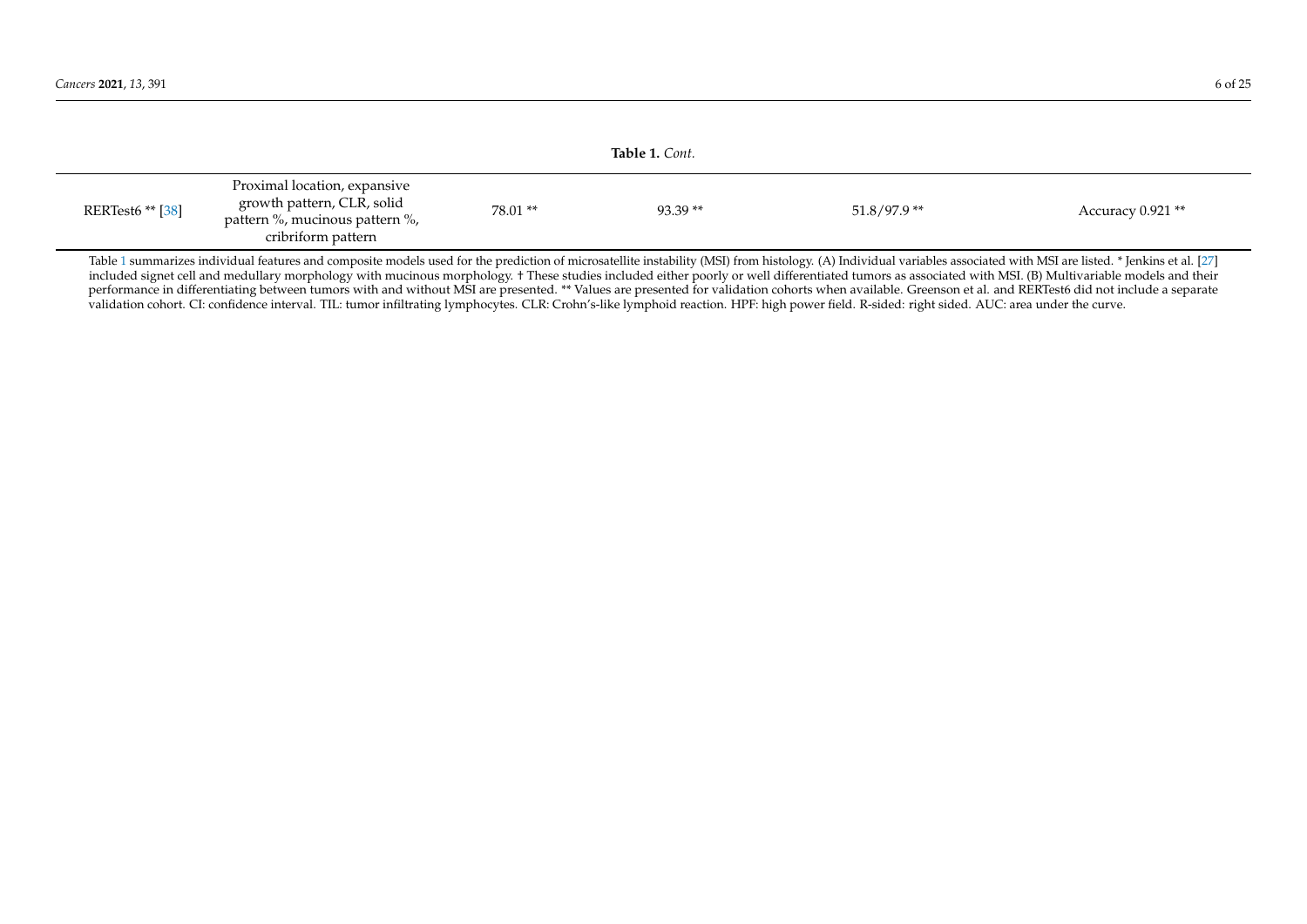**Table 1.** *Cont.*

| | | | | | |
|---|---|---|---|---|---|
| RERTest6 ** [38] | Proximal location, expansive growth pattern, CLR, solid pattern %, mucinous pattern %, cribriform pattern | 78.01 ** | 93.39 ** | 51.8/97.9 ** | Accuracy 0.921 ** |

Table 1 summarizes individual features and composite models used for the prediction of microsatellite instability (MSI) from histology. (A) Individual variables associated with MSI are listed. * Jenkins et al. [27] included signet cell and medullary morphology with mucinous morphology. † These studies included either poorly or well differentiated tumors as associated with MSI. (B) Multivariable models and their performance in differentiating between tumors with and without MSI are presented. ** Values are presented for validation cohorts when available. Greenson et al. and RERTest6 did not include a separate validation cohort. CI: confidence interval. TIL: tumor infiltrating lymphocytes. CLR: Crohn's-like lymphoid reaction. HPF: high power field. R-sided: right sided. AUC: area under the curve.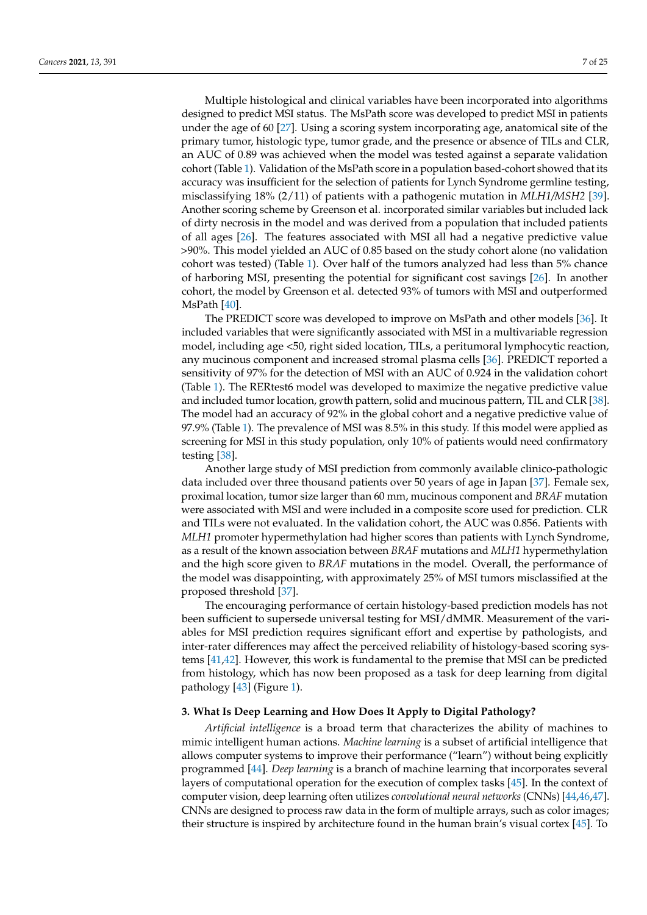Multiple histological and clinical variables have been incorporated into algorithms designed to predict MSI status. The MsPath score was developed to predict MSI in patients under the age of 60 [27]. Using a scoring system incorporating age, anatomical site of the primary tumor, histologic type, tumor grade, and the presence or absence of TILs and CLR, an AUC of 0.89 was achieved when the model was tested against a separate validation cohort (Table 1). Validation of the MsPath score in a population based-cohort showed that its accuracy was insufficient for the selection of patients for Lynch Syndrome germline testing, misclassifying 18% (2/11) of patients with a pathogenic mutation in *MLH1/MSH2* [39]. Another scoring scheme by Greenson et al. incorporated similar variables but included lack of dirty necrosis in the model and was derived from a population that included patients of all ages [26]. The features associated with MSI all had a negative predictive value >90%. This model yielded an AUC of 0.85 based on the study cohort alone (no validation cohort was tested) (Table 1). Over half of the tumors analyzed had less than 5% chance of harboring MSI, presenting the potential for significant cost savings [26]. In another cohort, the model by Greenson et al. detected 93% of tumors with MSI and outperformed MsPath [40].

The PREDICT score was developed to improve on MsPath and other models [36]. It included variables that were significantly associated with MSI in a multivariable regression model, including age <50, right sided location, TILs, a peritumoral lymphocytic reaction, any mucinous component and increased stromal plasma cells [36]. PREDICT reported a sensitivity of 97% for the detection of MSI with an AUC of 0.924 in the validation cohort (Table 1). The RERtest6 model was developed to maximize the negative predictive value and included tumor location, growth pattern, solid and mucinous pattern, TIL and CLR [38]. The model had an accuracy of 92% in the global cohort and a negative predictive value of 97.9% (Table 1). The prevalence of MSI was 8.5% in this study. If this model were applied as screening for MSI in this study population, only 10% of patients would need confirmatory testing [38].

Another large study of MSI prediction from commonly available clinico-pathologic data included over three thousand patients over 50 years of age in Japan [37]. Female sex, proximal location, tumor size larger than 60 mm, mucinous component and *BRAF* mutation were associated with MSI and were included in a composite score used for prediction. CLR and TILs were not evaluated. In the validation cohort, the AUC was 0.856. Patients with *MLH1* promoter hypermethylation had higher scores than patients with Lynch Syndrome, as a result of the known association between *BRAF* mutations and *MLH1* hypermethylation and the high score given to *BRAF* mutations in the model. Overall, the performance of the model was disappointing, with approximately 25% of MSI tumors misclassified at the proposed threshold [37].

The encouraging performance of certain histology-based prediction models has not been sufficient to supersede universal testing for MSI/dMMR. Measurement of the variables for MSI prediction requires significant effort and expertise by pathologists, and inter-rater differences may affect the perceived reliability of histology-based scoring systems [41,42]. However, this work is fundamental to the premise that MSI can be predicted from histology, which has now been proposed as a task for deep learning from digital pathology [43] (Figure 1).

### 3. What Is Deep Learning and How Does It Apply to Digital Pathology?

*Artificial intelligence* is a broad term that characterizes the ability of machines to mimic intelligent human actions. *Machine learning* is a subset of artificial intelligence that allows computer systems to improve their performance ("learn") without being explicitly programmed [44]. *Deep learning* is a branch of machine learning that incorporates several layers of computational operation for the execution of complex tasks [45]. In the context of computer vision, deep learning often utilizes *convolutional neural networks* (CNNs) [44,46,47]. CNNs are designed to process raw data in the form of multiple arrays, such as color images; their structure is inspired by architecture found in the human brain's visual cortex [45]. To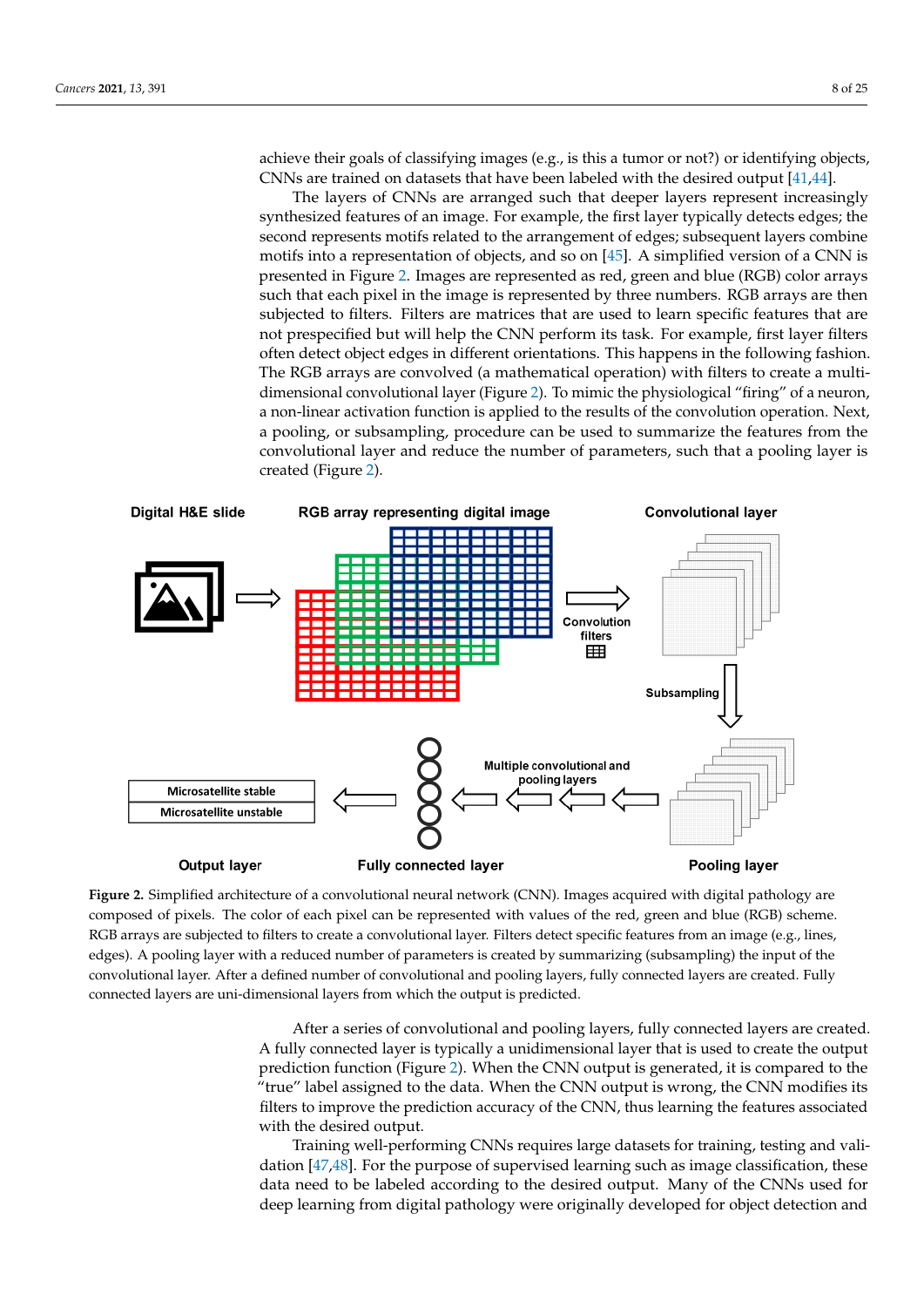achieve their goals of classifying images (e.g., is this a tumor or not?) or identifying objects, CNNs are trained on datasets that have been labeled with the desired output [41,44].

The layers of CNNs are arranged such that deeper layers represent increasingly synthesized features of an image. For example, the first layer typically detects edges; the second represents motifs related to the arrangement of edges; subsequent layers combine motifs into a representation of objects, and so on [45]. A simplified version of a CNN is presented in Figure 2. Images are represented as red, green and blue (RGB) color arrays such that each pixel in the image is represented by three numbers. RGB arrays are then subjected to filters. Filters are matrices that are used to learn specific features that are not prespecified but will help the CNN perform its task. For example, first layer filters often detect object edges in different orientations. This happens in the following fashion. The RGB arrays are convolved (a mathematical operation) with filters to create a multi-dimensional convolutional layer (Figure 2). To mimic the physiological "firing" of a neuron, a non-linear activation function is applied to the results of the convolution operation. Next, a pooling, or subsampling, procedure can be used to summarize the features from the convolutional layer and reduce the number of parameters, such that a pooling layer is created (Figure 2).

**Figure 2.** Simplified architecture of a convolutional neural network (CNN). Images acquired with digital pathology are composed of pixels. The color of each pixel can be represented with values of the red, green and blue (RGB) scheme. RGB arrays are subjected to filters to create a convolutional layer. Filters detect specific features from an image (e.g., lines, edges). A pooling layer with a reduced number of parameters is created by summarizing (subsampling) the input of the convolutional layer. After a defined number of convolutional and pooling layers, fully connected layers are created. Fully connected layers are uni-dimensional layers from which the output is predicted.

After a series of convolutional and pooling layers, fully connected layers are created. A fully connected layer is typically a unidimensional layer that is used to create the output prediction function (Figure 2). When the CNN output is generated, it is compared to the "true" label assigned to the data. When the CNN output is wrong, the CNN modifies its filters to improve the prediction accuracy of the CNN, thus learning the features associated with the desired output.

Training well-performing CNNs requires large datasets for training, testing and validation [47,48]. For the purpose of supervised learning such as image classification, these data need to be labeled according to the desired output. Many of the CNNs used for deep learning from digital pathology were originally developed for object detection and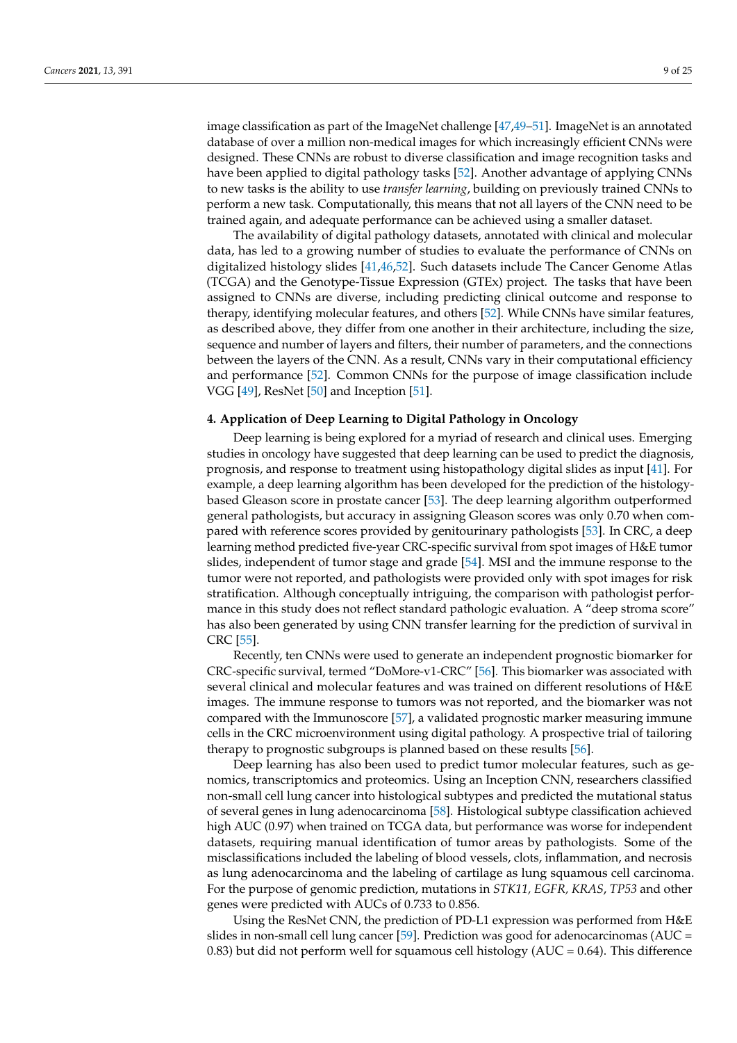image classification as part of the ImageNet challenge [47,49–51]. ImageNet is an annotated database of over a million non-medical images for which increasingly efficient CNNs were designed. These CNNs are robust to diverse classification and image recognition tasks and have been applied to digital pathology tasks [52]. Another advantage of applying CNNs to new tasks is the ability to use *transfer learning*, building on previously trained CNNs to perform a new task. Computationally, this means that not all layers of the CNN need to be trained again, and adequate performance can be achieved using a smaller dataset.

The availability of digital pathology datasets, annotated with clinical and molecular data, has led to a growing number of studies to evaluate the performance of CNNs on digitalized histology slides [41,46,52]. Such datasets include The Cancer Genome Atlas (TCGA) and the Genotype-Tissue Expression (GTEx) project. The tasks that have been assigned to CNNs are diverse, including predicting clinical outcome and response to therapy, identifying molecular features, and others [52]. While CNNs have similar features, as described above, they differ from one another in their architecture, including the size, sequence and number of layers and filters, their number of parameters, and the connections between the layers of the CNN. As a result, CNNs vary in their computational efficiency and performance [52]. Common CNNs for the purpose of image classification include VGG [49], ResNet [50] and Inception [51].

## 4. Application of Deep Learning to Digital Pathology in Oncology

Deep learning is being explored for a myriad of research and clinical uses. Emerging studies in oncology have suggested that deep learning can be used to predict the diagnosis, prognosis, and response to treatment using histopathology digital slides as input [41]. For example, a deep learning algorithm has been developed for the prediction of the histology-based Gleason score in prostate cancer [53]. The deep learning algorithm outperformed general pathologists, but accuracy in assigning Gleason scores was only 0.70 when compared with reference scores provided by genitourinary pathologists [53]. In CRC, a deep learning method predicted five-year CRC-specific survival from spot images of H&E tumor slides, independent of tumor stage and grade [54]. MSI and the immune response to the tumor were not reported, and pathologists were provided only with spot images for risk stratification. Although conceptually intriguing, the comparison with pathologist performance in this study does not reflect standard pathologic evaluation. A "deep stroma score" has also been generated by using CNN transfer learning for the prediction of survival in CRC [55].

Recently, ten CNNs were used to generate an independent prognostic biomarker for CRC-specific survival, termed "DoMore-v1-CRC" [56]. This biomarker was associated with several clinical and molecular features and was trained on different resolutions of H&E images. The immune response to tumors was not reported, and the biomarker was not compared with the Immunoscore [57], a validated prognostic marker measuring immune cells in the CRC microenvironment using digital pathology. A prospective trial of tailoring therapy to prognostic subgroups is planned based on these results [56].

Deep learning has also been used to predict tumor molecular features, such as genomics, transcriptomics and proteomics. Using an Inception CNN, researchers classified non-small cell lung cancer into histological subtypes and predicted the mutational status of several genes in lung adenocarcinoma [58]. Histological subtype classification achieved high AUC (0.97) when trained on TCGA data, but performance was worse for independent datasets, requiring manual identification of tumor areas by pathologists. Some of the misclassifications included the labeling of blood vessels, clots, inflammation, and necrosis as lung adenocarcinoma and the labeling of cartilage as lung squamous cell carcinoma. For the purpose of genomic prediction, mutations in *STK11, EGFR, KRAS*, *TP53* and other genes were predicted with AUCs of 0.733 to 0.856.

Using the ResNet CNN, the prediction of PD-L1 expression was performed from H&E slides in non-small cell lung cancer [59]. Prediction was good for adenocarcinomas (AUC = 0.83) but did not perform well for squamous cell histology (AUC = 0.64). This difference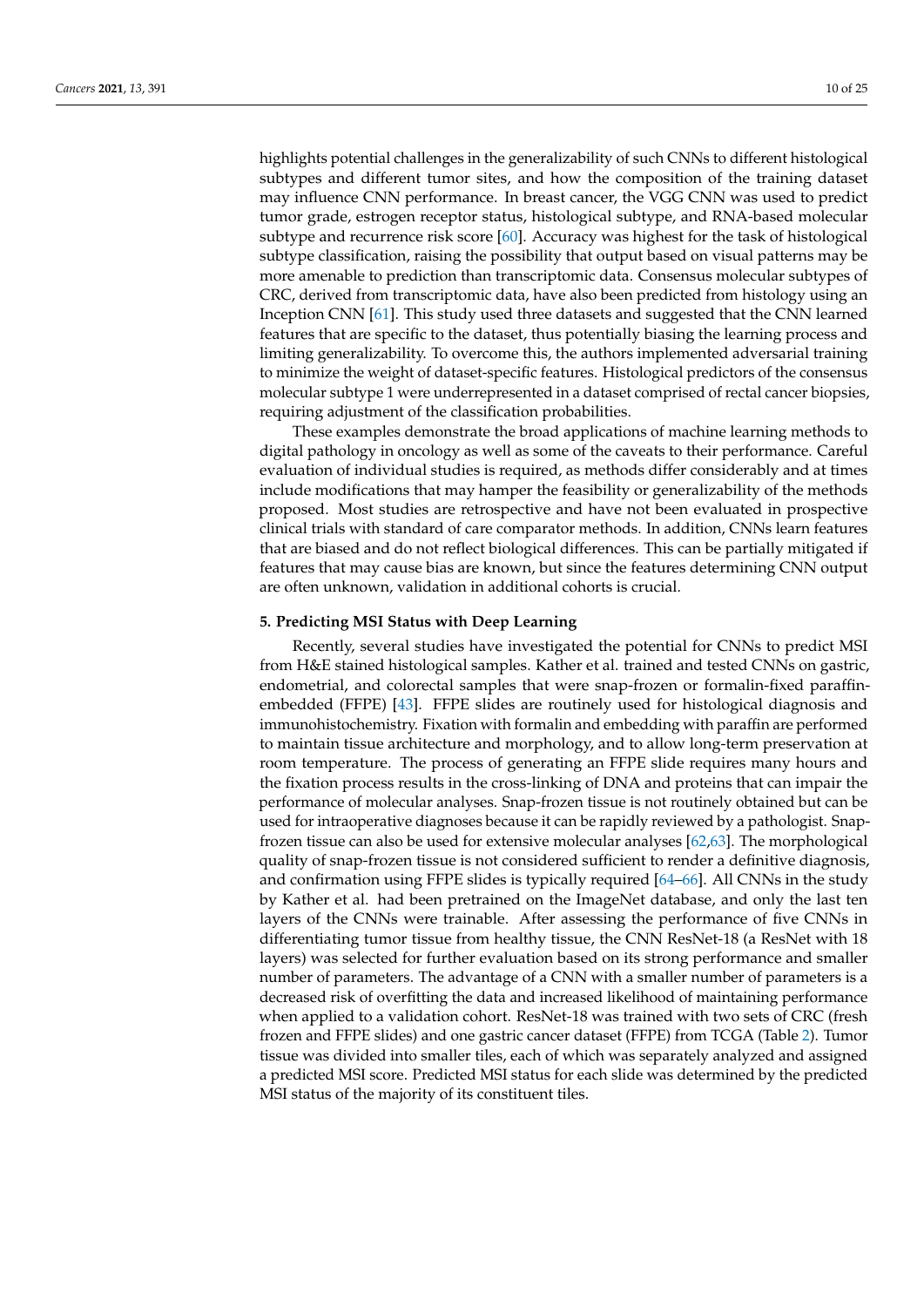highlights potential challenges in the generalizability of such CNNs to different histological subtypes and different tumor sites, and how the composition of the training dataset may influence CNN performance. In breast cancer, the VGG CNN was used to predict tumor grade, estrogen receptor status, histological subtype, and RNA-based molecular subtype and recurrence risk score [60]. Accuracy was highest for the task of histological subtype classification, raising the possibility that output based on visual patterns may be more amenable to prediction than transcriptomic data. Consensus molecular subtypes of CRC, derived from transcriptomic data, have also been predicted from histology using an Inception CNN [61]. This study used three datasets and suggested that the CNN learned features that are specific to the dataset, thus potentially biasing the learning process and limiting generalizability. To overcome this, the authors implemented adversarial training to minimize the weight of dataset-specific features. Histological predictors of the consensus molecular subtype 1 were underrepresented in a dataset comprised of rectal cancer biopsies, requiring adjustment of the classification probabilities.

These examples demonstrate the broad applications of machine learning methods to digital pathology in oncology as well as some of the caveats to their performance. Careful evaluation of individual studies is required, as methods differ considerably and at times include modifications that may hamper the feasibility or generalizability of the methods proposed. Most studies are retrospective and have not been evaluated in prospective clinical trials with standard of care comparator methods. In addition, CNNs learn features that are biased and do not reflect biological differences. This can be partially mitigated if features that may cause bias are known, but since the features determining CNN output are often unknown, validation in additional cohorts is crucial.

## 5. Predicting MSI Status with Deep Learning

Recently, several studies have investigated the potential for CNNs to predict MSI from H&E stained histological samples. Kather et al. trained and tested CNNs on gastric, endometrial, and colorectal samples that were snap-frozen or formalin-fixed paraffin-embedded (FFPE) [43]. FFPE slides are routinely used for histological diagnosis and immunohistochemistry. Fixation with formalin and embedding with paraffin are performed to maintain tissue architecture and morphology, and to allow long-term preservation at room temperature. The process of generating an FFPE slide requires many hours and the fixation process results in the cross-linking of DNA and proteins that can impair the performance of molecular analyses. Snap-frozen tissue is not routinely obtained but can be used for intraoperative diagnoses because it can be rapidly reviewed by a pathologist. Snap-frozen tissue can also be used for extensive molecular analyses [62,63]. The morphological quality of snap-frozen tissue is not considered sufficient to render a definitive diagnosis, and confirmation using FFPE slides is typically required [64–66]. All CNNs in the study by Kather et al. had been pretrained on the ImageNet database, and only the last ten layers of the CNNs were trainable. After assessing the performance of five CNNs in differentiating tumor tissue from healthy tissue, the CNN ResNet-18 (a ResNet with 18 layers) was selected for further evaluation based on its strong performance and smaller number of parameters. The advantage of a CNN with a smaller number of parameters is a decreased risk of overfitting the data and increased likelihood of maintaining performance when applied to a validation cohort. ResNet-18 was trained with two sets of CRC (fresh frozen and FFPE slides) and one gastric cancer dataset (FFPE) from TCGA (Table 2). Tumor tissue was divided into smaller tiles, each of which was separately analyzed and assigned a predicted MSI score. Predicted MSI status for each slide was determined by the predicted MSI status of the majority of its constituent tiles.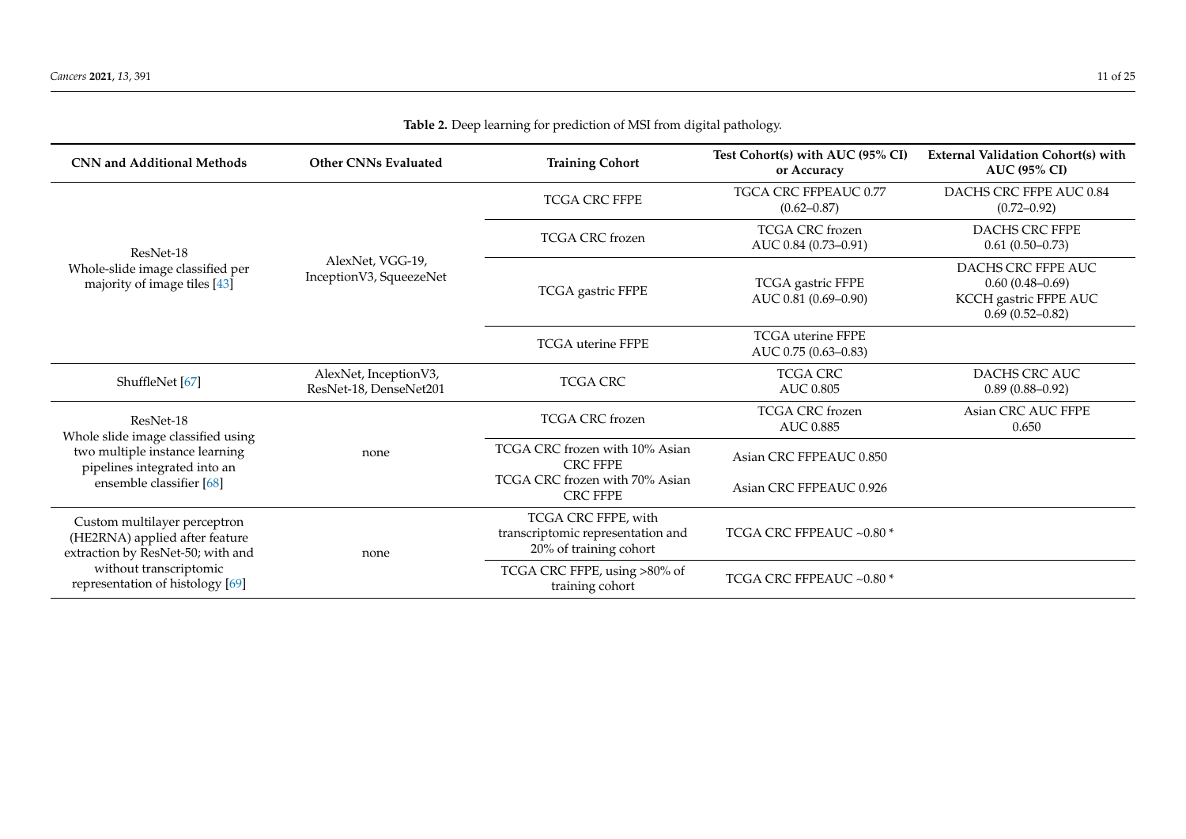**Table 2.** Deep learning for prediction of MSI from digital pathology.

| CNN and Additional Methods | Other CNNs Evaluated | Training Cohort | Test Cohort(s) with AUC (95% CI) or Accuracy | External Validation Cohort(s) with AUC (95% CI) |
|---|---|---|---|---|
| ResNet-18 Whole-slide image classified per majority of image tiles [43] | AlexNet, VGG-19, InceptionV3, SqueezeNet | TCGA CRC FFPE | TGCA CRC FFPEAUC 0.77 (0.62–0.87) | DACHS CRC FFPE AUC 0.84 (0.72–0.92) |
| | | TCGA CRC frozen | TCGA CRC frozen AUC 0.84 (0.73–0.91) | DACHS CRC FFPE 0.61 (0.50–0.73) |
| | | TCGA gastric FFPE | TCGA gastric FFPE AUC 0.81 (0.69–0.90) | DACHS CRC FFPE AUC 0.60 (0.48–0.69) KCCH gastric FFPE AUC 0.69 (0.52–0.82) |
| | | TCGA uterine FFPE | TCGA uterine FFPE AUC 0.75 (0.63–0.83) | |
| ShuffleNet [67] | AlexNet, InceptionV3, ResNet-18, DenseNet201 | TCGA CRC | TCGA CRC AUC 0.805 | DACHS CRC AUC 0.89 (0.88–0.92) |
| ResNet-18 Whole slide image classified using two multiple instance learning pipelines integrated into an ensemble classifier [68] | none | TCGA CRC frozen | TCGA CRC frozen AUC 0.885 | Asian CRC AUC FFPE 0.650 |
| | | TCGA CRC frozen with 10% Asian CRC FFPE | Asian CRC FFPEAUC 0.850 | |
| | | TCGA CRC frozen with 70% Asian CRC FFPE | Asian CRC FFPEAUC 0.926 | |
| Custom multilayer perceptron (HE2RNA) applied after feature extraction by ResNet-50; with and without transcriptomic representation of histology [69] | none | TCGA CRC FFPE, with transcriptomic representation and 20% of training cohort | TCGA CRC FFPEAUC ~0.80 * | |
| | | TCGA CRC FFPE, using >80% of training cohort | TCGA CRC FFPEAUC ~0.80 * | |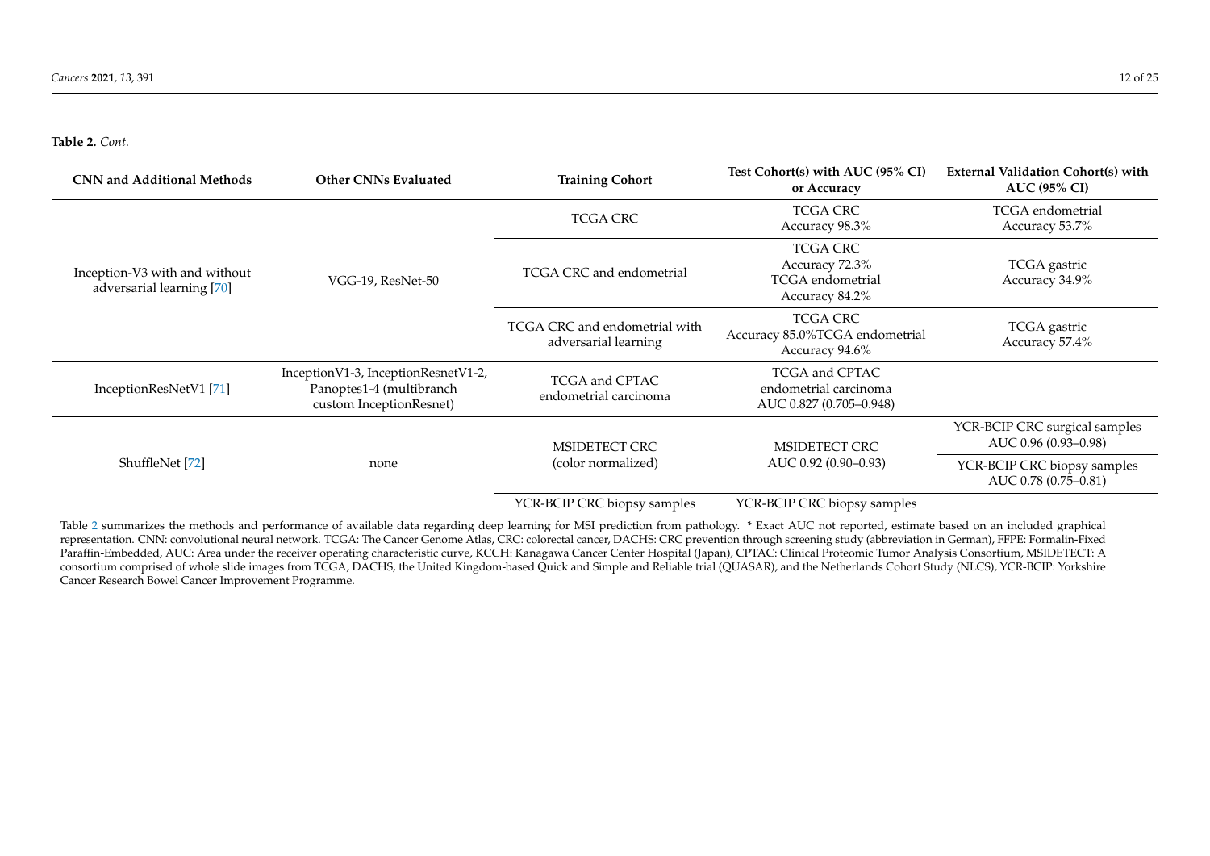**Table 2.** *Cont.*

| CNN and Additional Methods | Other CNNs Evaluated | Training Cohort | Test Cohort(s) with AUC (95% CI) or Accuracy | External Validation Cohort(s) with AUC (95% CI) |
|---|---|---|---|---|
| Inception-V3 with and without adversarial learning [70] | VGG-19, ResNet-50 | TCGA CRC | TCGA CRC Accuracy 98.3% | TCGA endometrial Accuracy 53.7% |
| | | TCGA CRC and endometrial | TCGA CRC Accuracy 72.3% TCGA endometrial Accuracy 84.2% | TCGA gastric Accuracy 34.9% |
| | | TCGA CRC and endometrial with adversarial learning | TCGA CRC Accuracy 85.0%TCGA endometrial Accuracy 94.6% | TCGA gastric Accuracy 57.4% |
| InceptionResNetV1 [71] | InceptionV1-3, InceptionResnetV1-2, Panoptes1-4 (multibranch custom InceptionResnet) | TCGA and CPTAC endometrial carcinoma | TCGA and CPTAC endometrial carcinoma AUC 0.827 (0.705–0.948) | |
| ShuffleNet [72] | none | MSIDETECT CRC (color normalized) | MSIDETECT CRC AUC 0.92 (0.90–0.93) | YCR-BCIP CRC surgical samples AUC 0.96 (0.93–0.98) |
| | | | | YCR-BCIP CRC biopsy samples AUC 0.78 (0.75–0.81) |
| | | YCR-BCIP CRC biopsy samples | YCR-BCIP CRC biopsy samples | |

Table 2 summarizes the methods and performance of available data regarding deep learning for MSI prediction from pathology. * Exact AUC not reported, estimate based on an included graphical representation. CNN: convolutional neural network. TCGA: The Cancer Genome Atlas, CRC: colorectal cancer, DACHS: CRC prevention through screening study (abbreviation in German), FFPE: Formalin-Fixed Paraffin-Embedded, AUC: Area under the receiver operating characteristic curve, KCCH: Kanagawa Cancer Center Hospital (Japan), CPTAC: Clinical Proteomic Tumor Analysis Consortium, MSIDETECT: A consortium comprised of whole slide images from TCGA, DACHS, the United Kingdom-based Quick and Simple and Reliable trial (QUASAR), and the Netherlands Cohort Study (NLCS), YCR-BCIP: Yorkshire Cancer Research Bowel Cancer Improvement Programme.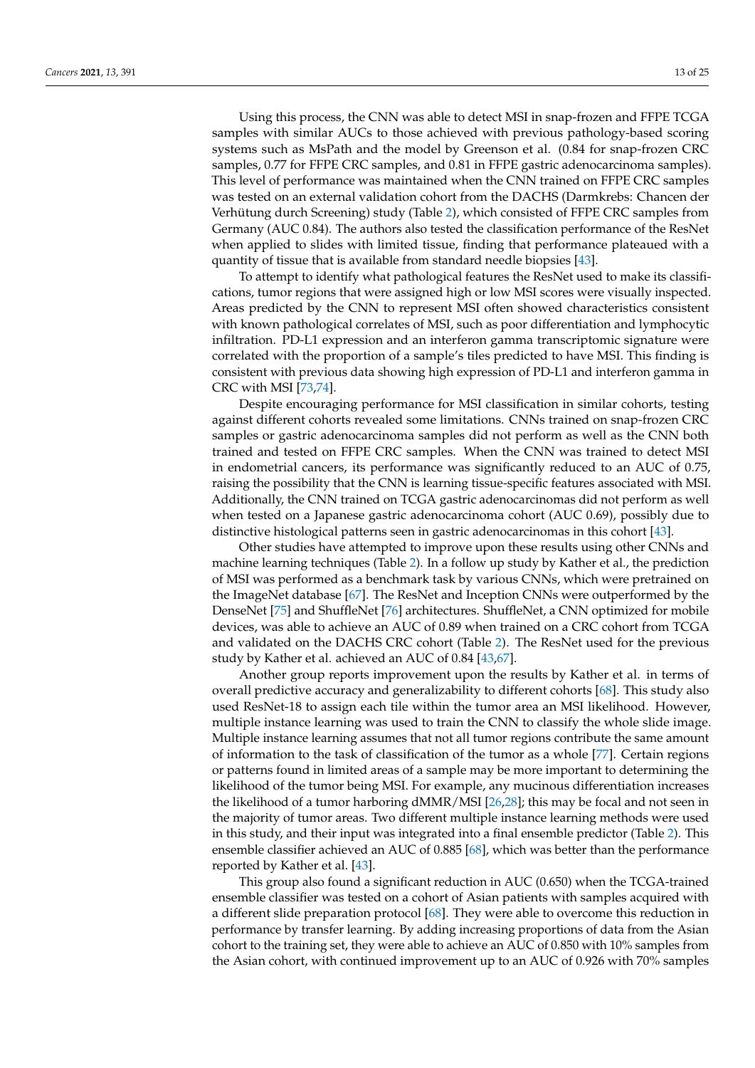Using this process, the CNN was able to detect MSI in snap-frozen and FFPE TCGA samples with similar AUCs to those achieved with previous pathology-based scoring systems such as MsPath and the model by Greenson et al. (0.84 for snap-frozen CRC samples, 0.77 for FFPE CRC samples, and 0.81 in FFPE gastric adenocarcinoma samples). This level of performance was maintained when the CNN trained on FFPE CRC samples was tested on an external validation cohort from the DACHS (Darmkrebs: Chancen der Verhütung durch Screening) study (Table 2), which consisted of FFPE CRC samples from Germany (AUC 0.84). The authors also tested the classification performance of the ResNet when applied to slides with limited tissue, finding that performance plateaued with a quantity of tissue that is available from standard needle biopsies [43].

To attempt to identify what pathological features the ResNet used to make its classifications, tumor regions that were assigned high or low MSI scores were visually inspected. Areas predicted by the CNN to represent MSI often showed characteristics consistent with known pathological correlates of MSI, such as poor differentiation and lymphocytic infiltration. PD-L1 expression and an interferon gamma transcriptomic signature were correlated with the proportion of a sample's tiles predicted to have MSI. This finding is consistent with previous data showing high expression of PD-L1 and interferon gamma in CRC with MSI [73,74].

Despite encouraging performance for MSI classification in similar cohorts, testing against different cohorts revealed some limitations. CNNs trained on snap-frozen CRC samples or gastric adenocarcinoma samples did not perform as well as the CNN both trained and tested on FFPE CRC samples. When the CNN was trained to detect MSI in endometrial cancers, its performance was significantly reduced to an AUC of 0.75, raising the possibility that the CNN is learning tissue-specific features associated with MSI. Additionally, the CNN trained on TCGA gastric adenocarcinomas did not perform as well when tested on a Japanese gastric adenocarcinoma cohort (AUC 0.69), possibly due to distinctive histological patterns seen in gastric adenocarcinomas in this cohort [43].

Other studies have attempted to improve upon these results using other CNNs and machine learning techniques (Table 2). In a follow up study by Kather et al., the prediction of MSI was performed as a benchmark task by various CNNs, which were pretrained on the ImageNet database [67]. The ResNet and Inception CNNs were outperformed by the DenseNet [75] and ShuffleNet [76] architectures. ShuffleNet, a CNN optimized for mobile devices, was able to achieve an AUC of 0.89 when trained on a CRC cohort from TCGA and validated on the DACHS CRC cohort (Table 2). The ResNet used for the previous study by Kather et al. achieved an AUC of 0.84 [43,67].

Another group reports improvement upon the results by Kather et al. in terms of overall predictive accuracy and generalizability to different cohorts [68]. This study also used ResNet-18 to assign each tile within the tumor area an MSI likelihood. However, multiple instance learning was used to train the CNN to classify the whole slide image. Multiple instance learning assumes that not all tumor regions contribute the same amount of information to the task of classification of the tumor as a whole [77]. Certain regions or patterns found in limited areas of a sample may be more important to determining the likelihood of the tumor being MSI. For example, any mucinous differentiation increases the likelihood of a tumor harboring dMMR/MSI [26,28]; this may be focal and not seen in the majority of tumor areas. Two different multiple instance learning methods were used in this study, and their input was integrated into a final ensemble predictor (Table 2). This ensemble classifier achieved an AUC of 0.885 [68], which was better than the performance reported by Kather et al. [43].

This group also found a significant reduction in AUC (0.650) when the TCGA-trained ensemble classifier was tested on a cohort of Asian patients with samples acquired with a different slide preparation protocol [68]. They were able to overcome this reduction in performance by transfer learning. By adding increasing proportions of data from the Asian cohort to the training set, they were able to achieve an AUC of 0.850 with 10% samples from the Asian cohort, with continued improvement up to an AUC of 0.926 with 70% samples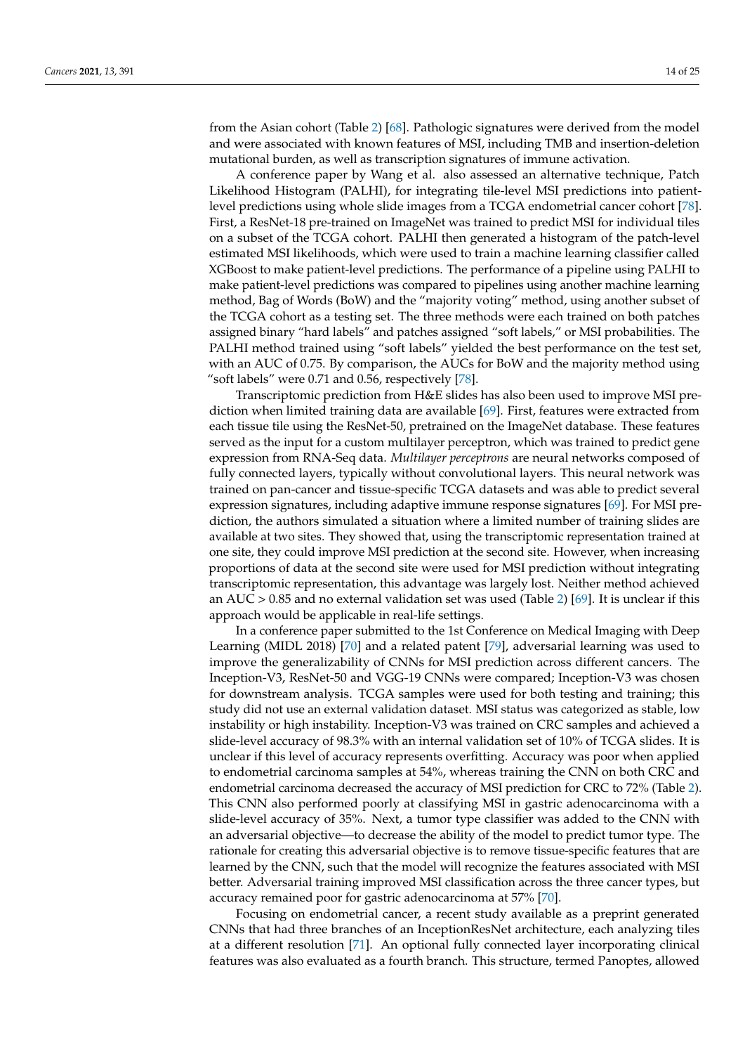from the Asian cohort (Table 2) [68]. Pathologic signatures were derived from the model and were associated with known features of MSI, including TMB and insertion-deletion mutational burden, as well as transcription signatures of immune activation.

A conference paper by Wang et al. also assessed an alternative technique, Patch Likelihood Histogram (PALHI), for integrating tile-level MSI predictions into patient-level predictions using whole slide images from a TCGA endometrial cancer cohort [78]. First, a ResNet-18 pre-trained on ImageNet was trained to predict MSI for individual tiles on a subset of the TCGA cohort. PALHI then generated a histogram of the patch-level estimated MSI likelihoods, which were used to train a machine learning classifier called XGBoost to make patient-level predictions. The performance of a pipeline using PALHI to make patient-level predictions was compared to pipelines using another machine learning method, Bag of Words (BoW) and the "majority voting" method, using another subset of the TCGA cohort as a testing set. The three methods were each trained on both patches assigned binary "hard labels" and patches assigned "soft labels," or MSI probabilities. The PALHI method trained using "soft labels" yielded the best performance on the test set, with an AUC of 0.75. By comparison, the AUCs for BoW and the majority method using "soft labels" were 0.71 and 0.56, respectively [78].

Transcriptomic prediction from H&E slides has also been used to improve MSI prediction when limited training data are available [69]. First, features were extracted from each tissue tile using the ResNet-50, pretrained on the ImageNet database. These features served as the input for a custom multilayer perceptron, which was trained to predict gene expression from RNA-Seq data. *Multilayer perceptrons* are neural networks composed of fully connected layers, typically without convolutional layers. This neural network was trained on pan-cancer and tissue-specific TCGA datasets and was able to predict several expression signatures, including adaptive immune response signatures [69]. For MSI prediction, the authors simulated a situation where a limited number of training slides are available at two sites. They showed that, using the transcriptomic representation trained at one site, they could improve MSI prediction at the second site. However, when increasing proportions of data at the second site were used for MSI prediction without integrating transcriptomic representation, this advantage was largely lost. Neither method achieved an AUC > 0.85 and no external validation set was used (Table 2) [69]. It is unclear if this approach would be applicable in real-life settings.

In a conference paper submitted to the 1st Conference on Medical Imaging with Deep Learning (MIDL 2018) [70] and a related patent [79], adversarial learning was used to improve the generalizability of CNNs for MSI prediction across different cancers. The Inception-V3, ResNet-50 and VGG-19 CNNs were compared; Inception-V3 was chosen for downstream analysis. TCGA samples were used for both testing and training; this study did not use an external validation dataset. MSI status was categorized as stable, low instability or high instability. Inception-V3 was trained on CRC samples and achieved a slide-level accuracy of 98.3% with an internal validation set of 10% of TCGA slides. It is unclear if this level of accuracy represents overfitting. Accuracy was poor when applied to endometrial carcinoma samples at 54%, whereas training the CNN on both CRC and endometrial carcinoma decreased the accuracy of MSI prediction for CRC to 72% (Table 2). This CNN also performed poorly at classifying MSI in gastric adenocarcinoma with a slide-level accuracy of 35%. Next, a tumor type classifier was added to the CNN with an adversarial objective—to decrease the ability of the model to predict tumor type. The rationale for creating this adversarial objective is to remove tissue-specific features that are learned by the CNN, such that the model will recognize the features associated with MSI better. Adversarial training improved MSI classification across the three cancer types, but accuracy remained poor for gastric adenocarcinoma at 57% [70].

Focusing on endometrial cancer, a recent study available as a preprint generated CNNs that had three branches of an InceptionResNet architecture, each analyzing tiles at a different resolution [71]. An optional fully connected layer incorporating clinical features was also evaluated as a fourth branch. This structure, termed Panoptes, allowed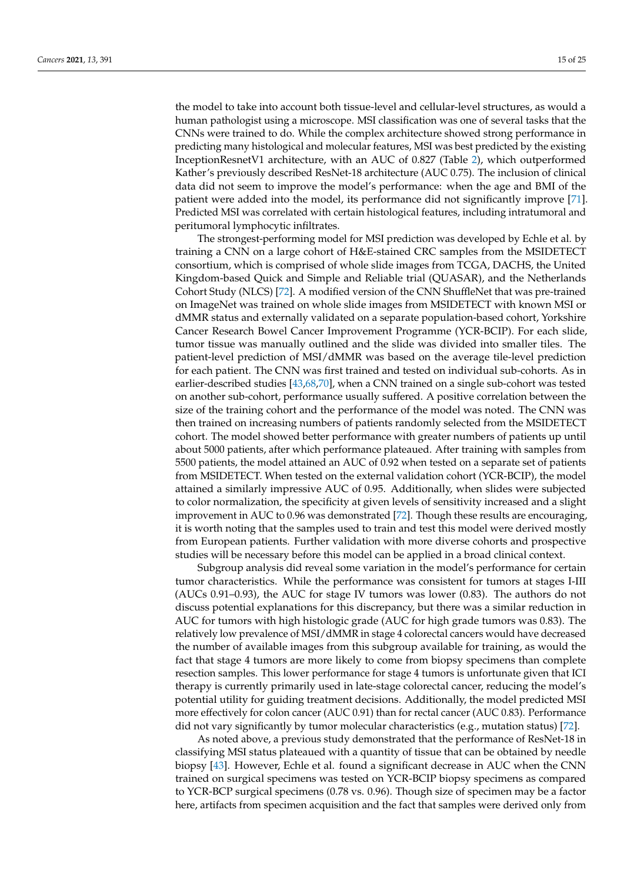the model to take into account both tissue-level and cellular-level structures, as would a human pathologist using a microscope. MSI classification was one of several tasks that the CNNs were trained to do. While the complex architecture showed strong performance in predicting many histological and molecular features, MSI was best predicted by the existing InceptionResnetV1 architecture, with an AUC of 0.827 (Table 2), which outperformed Kather's previously described ResNet-18 architecture (AUC 0.75). The inclusion of clinical data did not seem to improve the model's performance: when the age and BMI of the patient were added into the model, its performance did not significantly improve [71]. Predicted MSI was correlated with certain histological features, including intratumoral and peritumoral lymphocytic infiltrates.

The strongest-performing model for MSI prediction was developed by Echle et al. by training a CNN on a large cohort of H&E-stained CRC samples from the MSIDETECT consortium, which is comprised of whole slide images from TCGA, DACHS, the United Kingdom-based Quick and Simple and Reliable trial (QUASAR), and the Netherlands Cohort Study (NLCS) [72]. A modified version of the CNN ShuffleNet that was pre-trained on ImageNet was trained on whole slide images from MSIDETECT with known MSI or dMMR status and externally validated on a separate population-based cohort, Yorkshire Cancer Research Bowel Cancer Improvement Programme (YCR-BCIP). For each slide, tumor tissue was manually outlined and the slide was divided into smaller tiles. The patient-level prediction of MSI/dMMR was based on the average tile-level prediction for each patient. The CNN was first trained and tested on individual sub-cohorts. As in earlier-described studies [43,68,70], when a CNN trained on a single sub-cohort was tested on another sub-cohort, performance usually suffered. A positive correlation between the size of the training cohort and the performance of the model was noted. The CNN was then trained on increasing numbers of patients randomly selected from the MSIDETECT cohort. The model showed better performance with greater numbers of patients up until about 5000 patients, after which performance plateaued. After training with samples from 5500 patients, the model attained an AUC of 0.92 when tested on a separate set of patients from MSIDETECT. When tested on the external validation cohort (YCR-BCIP), the model attained a similarly impressive AUC of 0.95. Additionally, when slides were subjected to color normalization, the specificity at given levels of sensitivity increased and a slight improvement in AUC to 0.96 was demonstrated [72]. Though these results are encouraging, it is worth noting that the samples used to train and test this model were derived mostly from European patients. Further validation with more diverse cohorts and prospective studies will be necessary before this model can be applied in a broad clinical context.

Subgroup analysis did reveal some variation in the model's performance for certain tumor characteristics. While the performance was consistent for tumors at stages I-III (AUCs 0.91–0.93), the AUC for stage IV tumors was lower (0.83). The authors do not discuss potential explanations for this discrepancy, but there was a similar reduction in AUC for tumors with high histologic grade (AUC for high grade tumors was 0.83). The relatively low prevalence of MSI/dMMR in stage 4 colorectal cancers would have decreased the number of available images from this subgroup available for training, as would the fact that stage 4 tumors are more likely to come from biopsy specimens than complete resection samples. This lower performance for stage 4 tumors is unfortunate given that ICI therapy is currently primarily used in late-stage colorectal cancer, reducing the model's potential utility for guiding treatment decisions. Additionally, the model predicted MSI more effectively for colon cancer (AUC 0.91) than for rectal cancer (AUC 0.83). Performance did not vary significantly by tumor molecular characteristics (e.g., mutation status) [72].

As noted above, a previous study demonstrated that the performance of ResNet-18 in classifying MSI status plateaued with a quantity of tissue that can be obtained by needle biopsy [43]. However, Echle et al. found a significant decrease in AUC when the CNN trained on surgical specimens was tested on YCR-BCIP biopsy specimens as compared to YCR-BCP surgical specimens (0.78 vs. 0.96). Though size of specimen may be a factor here, artifacts from specimen acquisition and the fact that samples were derived only from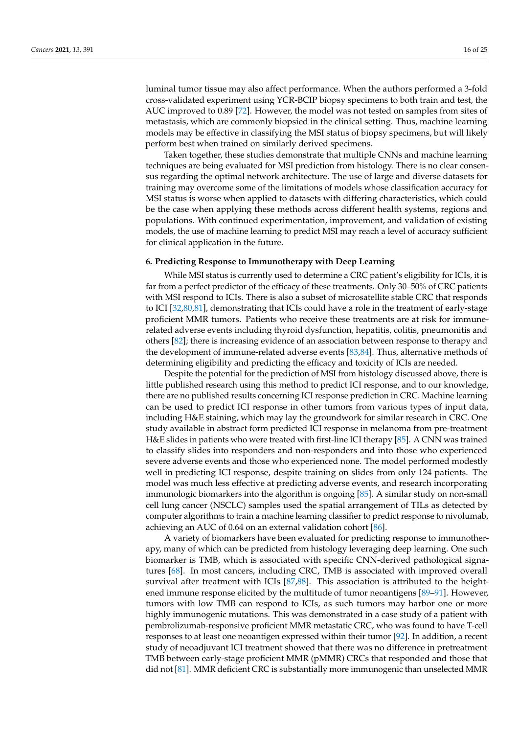luminal tumor tissue may also affect performance. When the authors performed a 3-fold cross-validated experiment using YCR-BCIP biopsy specimens to both train and test, the AUC improved to 0.89 [72]. However, the model was not tested on samples from sites of metastasis, which are commonly biopsied in the clinical setting. Thus, machine learning models may be effective in classifying the MSI status of biopsy specimens, but will likely perform best when trained on similarly derived specimens.

Taken together, these studies demonstrate that multiple CNNs and machine learning techniques are being evaluated for MSI prediction from histology. There is no clear consensus regarding the optimal network architecture. The use of large and diverse datasets for training may overcome some of the limitations of models whose classification accuracy for MSI status is worse when applied to datasets with differing characteristics, which could be the case when applying these methods across different health systems, regions and populations. With continued experimentation, improvement, and validation of existing models, the use of machine learning to predict MSI may reach a level of accuracy sufficient for clinical application in the future.

## 6. Predicting Response to Immunotherapy with Deep Learning

While MSI status is currently used to determine a CRC patient's eligibility for ICIs, it is far from a perfect predictor of the efficacy of these treatments. Only 30–50% of CRC patients with MSI respond to ICIs. There is also a subset of microsatellite stable CRC that responds to ICI [32,80,81], demonstrating that ICIs could have a role in the treatment of early-stage proficient MMR tumors. Patients who receive these treatments are at risk for immune-related adverse events including thyroid dysfunction, hepatitis, colitis, pneumonitis and others [82]; there is increasing evidence of an association between response to therapy and the development of immune-related adverse events [83,84]. Thus, alternative methods of determining eligibility and predicting the efficacy and toxicity of ICIs are needed.

Despite the potential for the prediction of MSI from histology discussed above, there is little published research using this method to predict ICI response, and to our knowledge, there are no published results concerning ICI response prediction in CRC. Machine learning can be used to predict ICI response in other tumors from various types of input data, including H&E staining, which may lay the groundwork for similar research in CRC. One study available in abstract form predicted ICI response in melanoma from pre-treatment H&E slides in patients who were treated with first-line ICI therapy [85]. A CNN was trained to classify slides into responders and non-responders and into those who experienced severe adverse events and those who experienced none. The model performed modestly well in predicting ICI response, despite training on slides from only 124 patients. The model was much less effective at predicting adverse events, and research incorporating immunologic biomarkers into the algorithm is ongoing [85]. A similar study on non-small cell lung cancer (NSCLC) samples used the spatial arrangement of TILs as detected by computer algorithms to train a machine learning classifier to predict response to nivolumab, achieving an AUC of 0.64 on an external validation cohort [86].

A variety of biomarkers have been evaluated for predicting response to immunotherapy, many of which can be predicted from histology leveraging deep learning. One such biomarker is TMB, which is associated with specific CNN-derived pathological signatures [68]. In most cancers, including CRC, TMB is associated with improved overall survival after treatment with ICIs [87,88]. This association is attributed to the heightened immune response elicited by the multitude of tumor neoantigens [89–91]. However, tumors with low TMB can respond to ICIs, as such tumors may harbor one or more highly immunogenic mutations. This was demonstrated in a case study of a patient with pembrolizumab-responsive proficient MMR metastatic CRC, who was found to have T-cell responses to at least one neoantigen expressed within their tumor [92]. In addition, a recent study of neoadjuvant ICI treatment showed that there was no difference in pretreatment TMB between early-stage proficient MMR (pMMR) CRCs that responded and those that did not [81]. MMR deficient CRC is substantially more immunogenic than unselected MMR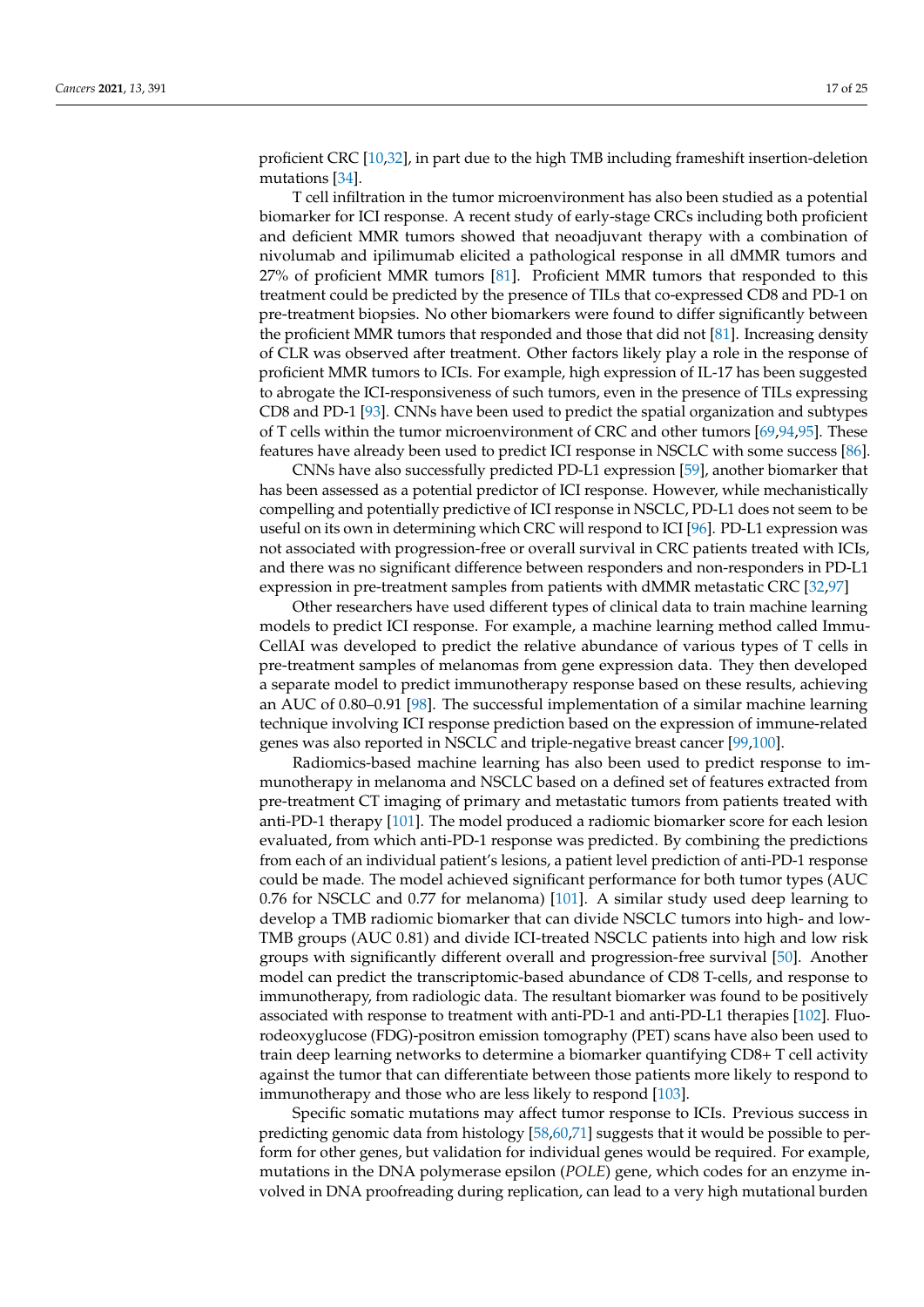proficient CRC [10,32], in part due to the high TMB including frameshift insertion-deletion mutations [34].

T cell infiltration in the tumor microenvironment has also been studied as a potential biomarker for ICI response. A recent study of early-stage CRCs including both proficient and deficient MMR tumors showed that neoadjuvant therapy with a combination of nivolumab and ipilimumab elicited a pathological response in all dMMR tumors and 27% of proficient MMR tumors [81]. Proficient MMR tumors that responded to this treatment could be predicted by the presence of TILs that co-expressed CD8 and PD-1 on pre-treatment biopsies. No other biomarkers were found to differ significantly between the proficient MMR tumors that responded and those that did not [81]. Increasing density of CLR was observed after treatment. Other factors likely play a role in the response of proficient MMR tumors to ICIs. For example, high expression of IL-17 has been suggested to abrogate the ICI-responsiveness of such tumors, even in the presence of TILs expressing CD8 and PD-1 [93]. CNNs have been used to predict the spatial organization and subtypes of T cells within the tumor microenvironment of CRC and other tumors [69,94,95]. These features have already been used to predict ICI response in NSCLC with some success [86].

CNNs have also successfully predicted PD-L1 expression [59], another biomarker that has been assessed as a potential predictor of ICI response. However, while mechanistically compelling and potentially predictive of ICI response in NSCLC, PD-L1 does not seem to be useful on its own in determining which CRC will respond to ICI [96]. PD-L1 expression was not associated with progression-free or overall survival in CRC patients treated with ICIs, and there was no significant difference between responders and non-responders in PD-L1 expression in pre-treatment samples from patients with dMMR metastatic CRC [32,97]

Other researchers have used different types of clinical data to train machine learning models to predict ICI response. For example, a machine learning method called ImmuCellAI was developed to predict the relative abundance of various types of T cells in pre-treatment samples of melanomas from gene expression data. They then developed a separate model to predict immunotherapy response based on these results, achieving an AUC of 0.80–0.91 [98]. The successful implementation of a similar machine learning technique involving ICI response prediction based on the expression of immune-related genes was also reported in NSCLC and triple-negative breast cancer [99,100].

Radiomics-based machine learning has also been used to predict response to immunotherapy in melanoma and NSCLC based on a defined set of features extracted from pre-treatment CT imaging of primary and metastatic tumors from patients treated with anti-PD-1 therapy [101]. The model produced a radiomic biomarker score for each lesion evaluated, from which anti-PD-1 response was predicted. By combining the predictions from each of an individual patient's lesions, a patient level prediction of anti-PD-1 response could be made. The model achieved significant performance for both tumor types (AUC 0.76 for NSCLC and 0.77 for melanoma) [101]. A similar study used deep learning to develop a TMB radiomic biomarker that can divide NSCLC tumors into high- and low-TMB groups (AUC 0.81) and divide ICI-treated NSCLC patients into high and low risk groups with significantly different overall and progression-free survival [50]. Another model can predict the transcriptomic-based abundance of CD8 T-cells, and response to immunotherapy, from radiologic data. The resultant biomarker was found to be positively associated with response to treatment with anti-PD-1 and anti-PD-L1 therapies [102]. Fluorodeoxyglucose (FDG)-positron emission tomography (PET) scans have also been used to train deep learning networks to determine a biomarker quantifying CD8+ T cell activity against the tumor that can differentiate between those patients more likely to respond to immunotherapy and those who are less likely to respond [103].

Specific somatic mutations may affect tumor response to ICIs. Previous success in predicting genomic data from histology [58,60,71] suggests that it would be possible to perform for other genes, but validation for individual genes would be required. For example, mutations in the DNA polymerase epsilon (*POLE*) gene, which codes for an enzyme involved in DNA proofreading during replication, can lead to a very high mutational burden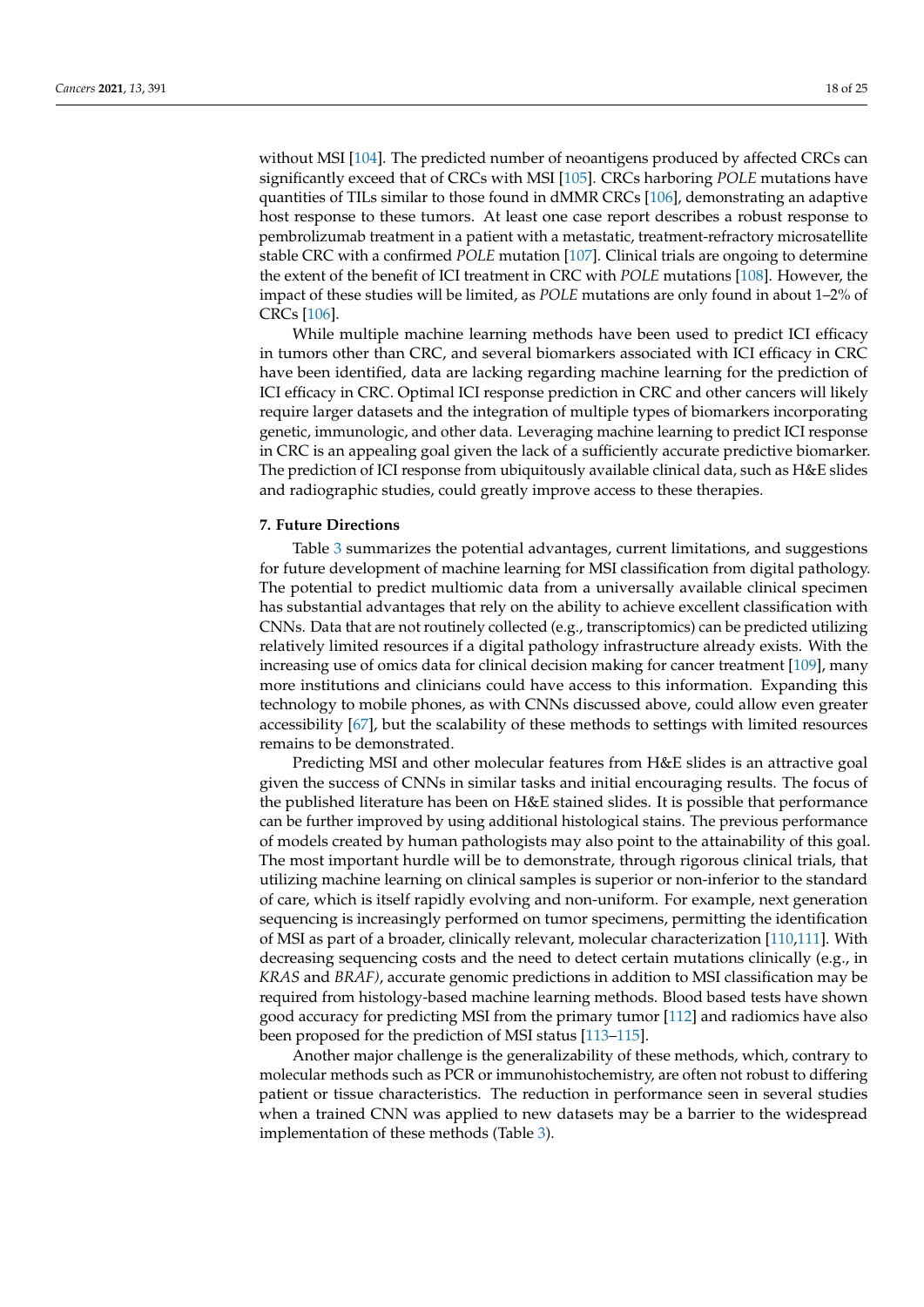without MSI [104]. The predicted number of neoantigens produced by affected CRCs can significantly exceed that of CRCs with MSI [105]. CRCs harboring *POLE* mutations have quantities of TILs similar to those found in dMMR CRCs [106], demonstrating an adaptive host response to these tumors. At least one case report describes a robust response to pembrolizumab treatment in a patient with a metastatic, treatment-refractory microsatellite stable CRC with a confirmed *POLE* mutation [107]. Clinical trials are ongoing to determine the extent of the benefit of ICI treatment in CRC with *POLE* mutations [108]. However, the impact of these studies will be limited, as *POLE* mutations are only found in about 1–2% of CRCs [106].

While multiple machine learning methods have been used to predict ICI efficacy in tumors other than CRC, and several biomarkers associated with ICI efficacy in CRC have been identified, data are lacking regarding machine learning for the prediction of ICI efficacy in CRC. Optimal ICI response prediction in CRC and other cancers will likely require larger datasets and the integration of multiple types of biomarkers incorporating genetic, immunologic, and other data. Leveraging machine learning to predict ICI response in CRC is an appealing goal given the lack of a sufficiently accurate predictive biomarker. The prediction of ICI response from ubiquitously available clinical data, such as H&E slides and radiographic studies, could greatly improve access to these therapies.

## 7. Future Directions

Table 3 summarizes the potential advantages, current limitations, and suggestions for future development of machine learning for MSI classification from digital pathology. The potential to predict multiomic data from a universally available clinical specimen has substantial advantages that rely on the ability to achieve excellent classification with CNNs. Data that are not routinely collected (e.g., transcriptomics) can be predicted utilizing relatively limited resources if a digital pathology infrastructure already exists. With the increasing use of omics data for clinical decision making for cancer treatment [109], many more institutions and clinicians could have access to this information. Expanding this technology to mobile phones, as with CNNs discussed above, could allow even greater accessibility [67], but the scalability of these methods to settings with limited resources remains to be demonstrated.

Predicting MSI and other molecular features from H&E slides is an attractive goal given the success of CNNs in similar tasks and initial encouraging results. The focus of the published literature has been on H&E stained slides. It is possible that performance can be further improved by using additional histological stains. The previous performance of models created by human pathologists may also point to the attainability of this goal. The most important hurdle will be to demonstrate, through rigorous clinical trials, that utilizing machine learning on clinical samples is superior or non-inferior to the standard of care, which is itself rapidly evolving and non-uniform. For example, next generation sequencing is increasingly performed on tumor specimens, permitting the identification of MSI as part of a broader, clinically relevant, molecular characterization [110,111]. With decreasing sequencing costs and the need to detect certain mutations clinically (e.g., in *KRAS* and *BRAF)*, accurate genomic predictions in addition to MSI classification may be required from histology-based machine learning methods. Blood based tests have shown good accuracy for predicting MSI from the primary tumor [112] and radiomics have also been proposed for the prediction of MSI status [113–115].

Another major challenge is the generalizability of these methods, which, contrary to molecular methods such as PCR or immunohistochemistry, are often not robust to differing patient or tissue characteristics. The reduction in performance seen in several studies when a trained CNN was applied to new datasets may be a barrier to the widespread implementation of these methods (Table 3).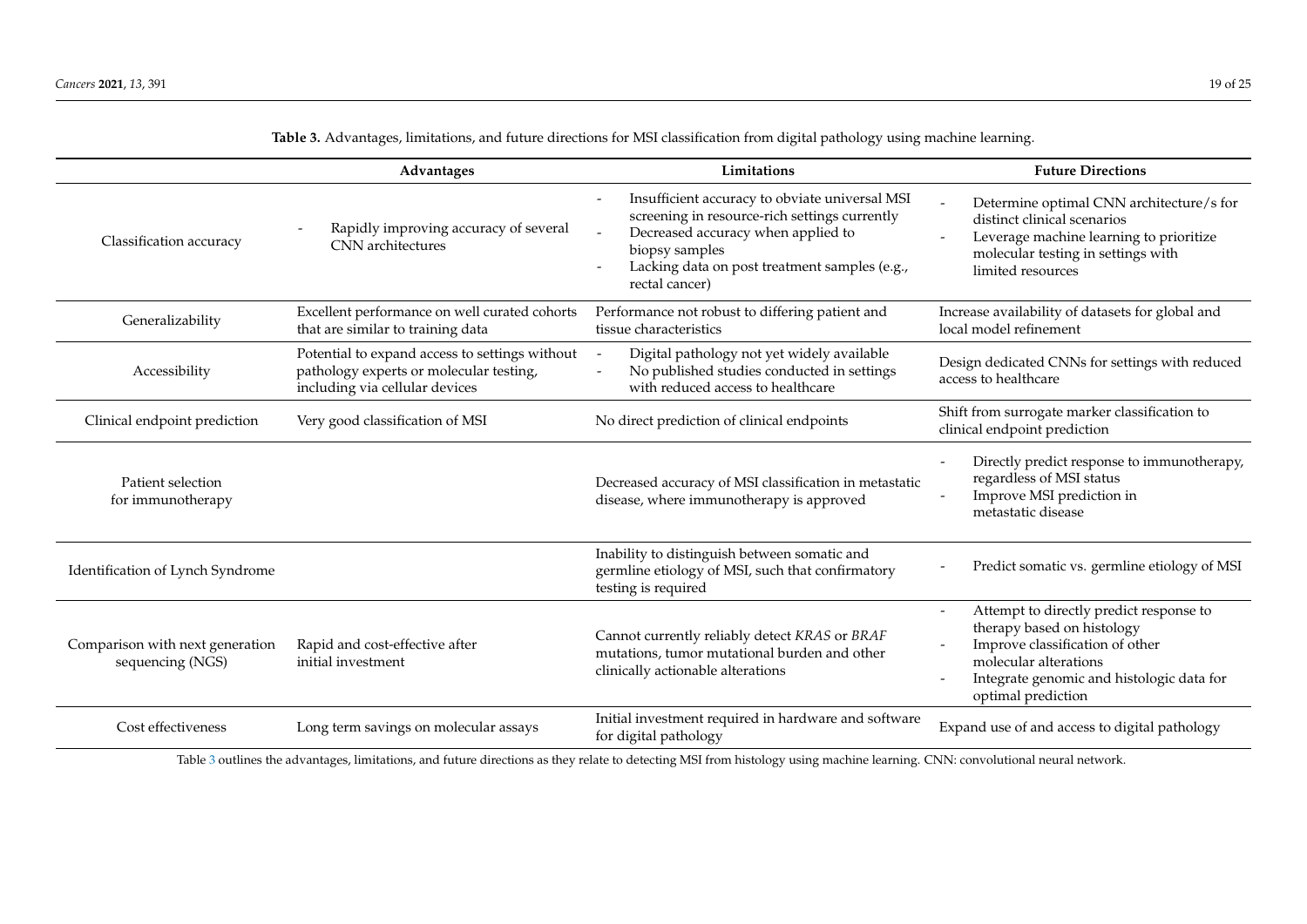**Table 3.** Advantages, limitations, and future directions for MSI classification from digital pathology using machine learning.

| | Advantages | Limitations | Future Directions |
|---|---|---|---|
| Classification accuracy | - Rapidly improving accuracy of several CNN architectures | - Insufficient accuracy to obviate universal MSI screening in resource-rich settings currently<br>- Decreased accuracy when applied to biopsy samples<br>- Lacking data on post treatment samples (e.g., rectal cancer) | - Determine optimal CNN architecture/s for distinct clinical scenarios<br>- Leverage machine learning to prioritize molecular testing in settings with limited resources |
| Generalizability | Excellent performance on well curated cohorts that are similar to training data | Performance not robust to differing patient and tissue characteristics | Increase availability of datasets for global and local model refinement |
| Accessibility | Potential to expand access to settings without pathology experts or molecular testing, including via cellular devices | - Digital pathology not yet widely available<br>- No published studies conducted in settings with reduced access to healthcare | Design dedicated CNNs for settings with reduced access to healthcare |
| Clinical endpoint prediction | Very good classification of MSI | No direct prediction of clinical endpoints | Shift from surrogate marker classification to clinical endpoint prediction |
| Patient selection for immunotherapy | | Decreased accuracy of MSI classification in metastatic disease, where immunotherapy is approved | - Directly predict response to immunotherapy, regardless of MSI status<br>- Improve MSI prediction in metastatic disease |
| Identification of Lynch Syndrome | | Inability to distinguish between somatic and germline etiology of MSI, such that confirmatory testing is required | - Predict somatic vs. germline etiology of MSI |
| Comparison with next generation sequencing (NGS) | Rapid and cost-effective after initial investment | Cannot currently reliably detect *KRAS* or *BRAF* mutations, tumor mutational burden and other clinically actionable alterations | - Attempt to directly predict response to therapy based on histology<br>- Improve classification of other molecular alterations<br>- Integrate genomic and histologic data for optimal prediction |
| Cost effectiveness | Long term savings on molecular assays | Initial investment required in hardware and software for digital pathology | Expand use of and access to digital pathology |

Table 3 outlines the advantages, limitations, and future directions as they relate to detecting MSI from histology using machine learning. CNN: convolutional neural network.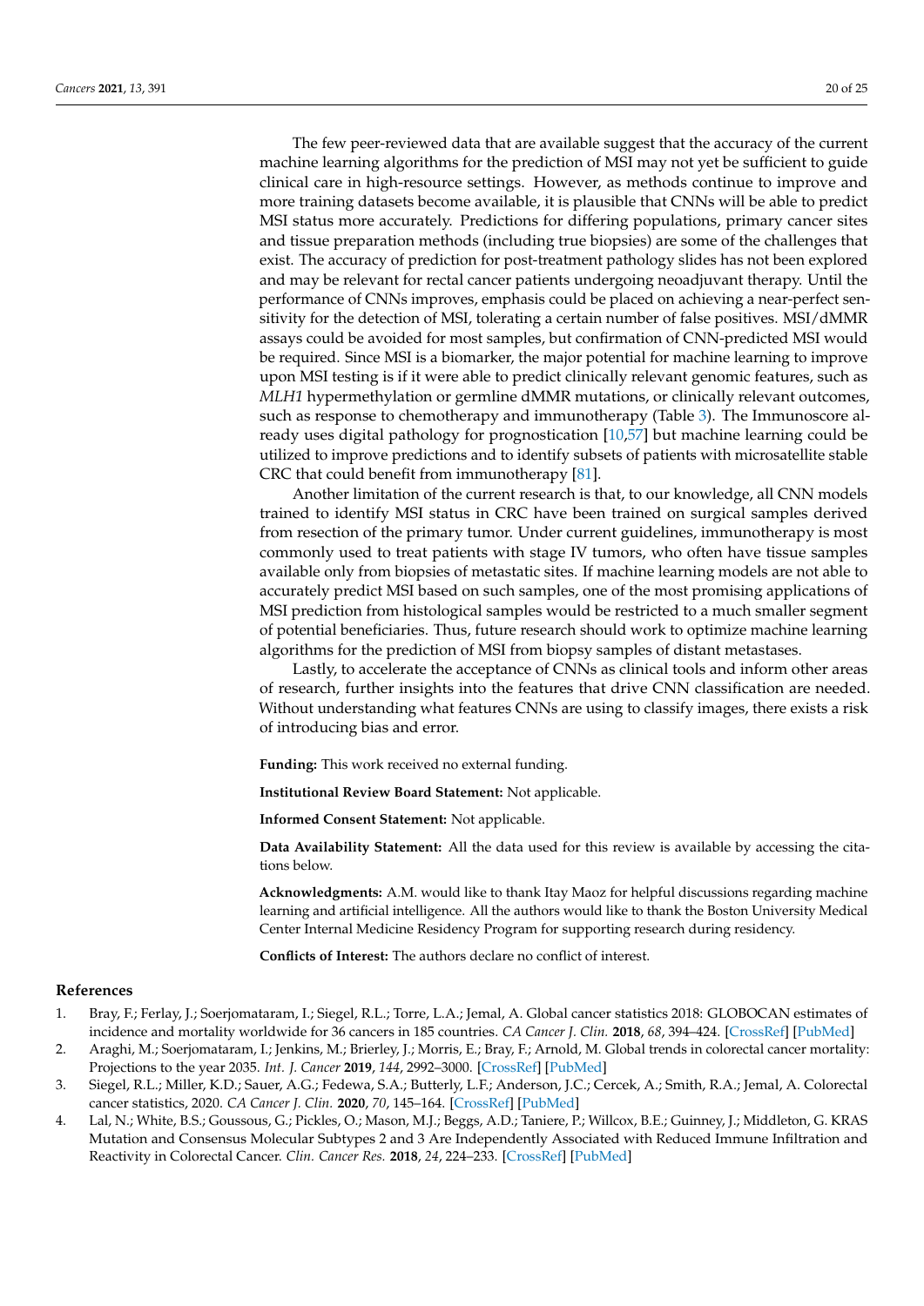The few peer-reviewed data that are available suggest that the accuracy of the current machine learning algorithms for the prediction of MSI may not yet be sufficient to guide clinical care in high-resource settings. However, as methods continue to improve and more training datasets become available, it is plausible that CNNs will be able to predict MSI status more accurately. Predictions for differing populations, primary cancer sites and tissue preparation methods (including true biopsies) are some of the challenges that exist. The accuracy of prediction for post-treatment pathology slides has not been explored and may be relevant for rectal cancer patients undergoing neoadjuvant therapy. Until the performance of CNNs improves, emphasis could be placed on achieving a near-perfect sensitivity for the detection of MSI, tolerating a certain number of false positives. MSI/dMMR assays could be avoided for most samples, but confirmation of CNN-predicted MSI would be required. Since MSI is a biomarker, the major potential for machine learning to improve upon MSI testing is if it were able to predict clinically relevant genomic features, such as *MLH1* hypermethylation or germline dMMR mutations, or clinically relevant outcomes, such as response to chemotherapy and immunotherapy (Table 3). The Immunoscore already uses digital pathology for prognostication [10,57] but machine learning could be utilized to improve predictions and to identify subsets of patients with microsatellite stable CRC that could benefit from immunotherapy [81].

Another limitation of the current research is that, to our knowledge, all CNN models trained to identify MSI status in CRC have been trained on surgical samples derived from resection of the primary tumor. Under current guidelines, immunotherapy is most commonly used to treat patients with stage IV tumors, who often have tissue samples available only from biopsies of metastatic sites. If machine learning models are not able to accurately predict MSI based on such samples, one of the most promising applications of MSI prediction from histological samples would be restricted to a much smaller segment of potential beneficiaries. Thus, future research should work to optimize machine learning algorithms for the prediction of MSI from biopsy samples of distant metastases.

Lastly, to accelerate the acceptance of CNNs as clinical tools and inform other areas of research, further insights into the features that drive CNN classification are needed. Without understanding what features CNNs are using to classify images, there exists a risk of introducing bias and error.

**Funding:** This work received no external funding.

**Institutional Review Board Statement:** Not applicable.

**Informed Consent Statement:** Not applicable.

**Data Availability Statement:** All the data used for this review is available by accessing the citations below.

**Acknowledgments:** A.M. would like to thank Itay Maoz for helpful discussions regarding machine learning and artificial intelligence. All the authors would like to thank the Boston University Medical Center Internal Medicine Residency Program for supporting research during residency.

**Conflicts of Interest:** The authors declare no conflict of interest.

## References

1. Bray, F.; Ferlay, J.; Soerjomataram, I.; Siegel, R.L.; Torre, L.A.; Jemal, A. Global cancer statistics 2018: GLOBOCAN estimates of incidence and mortality worldwide for 36 cancers in 185 countries. *CA Cancer J. Clin.* **2018**, *68*, 394–424. [CrossRef] [PubMed]
2. Araghi, M.; Soerjomataram, I.; Jenkins, M.; Brierley, J.; Morris, E.; Bray, F.; Arnold, M. Global trends in colorectal cancer mortality: Projections to the year 2035. *Int. J. Cancer* **2019**, *144*, 2992–3000. [CrossRef] [PubMed]
3. Siegel, R.L.; Miller, K.D.; Sauer, A.G.; Fedewa, S.A.; Butterly, L.F.; Anderson, J.C.; Cercek, A.; Smith, R.A.; Jemal, A. Colorectal cancer statistics, 2020. *CA Cancer J. Clin.* **2020**, *70*, 145–164. [CrossRef] [PubMed]
4. Lal, N.; White, B.S.; Goussous, G.; Pickles, O.; Mason, M.J.; Beggs, A.D.; Taniere, P.; Willcox, B.E.; Guinney, J.; Middleton, G. KRAS Mutation and Consensus Molecular Subtypes 2 and 3 Are Independently Associated with Reduced Immune Infiltration and Reactivity in Colorectal Cancer. *Clin. Cancer Res.* **2018**, *24*, 224–233. [CrossRef] [PubMed]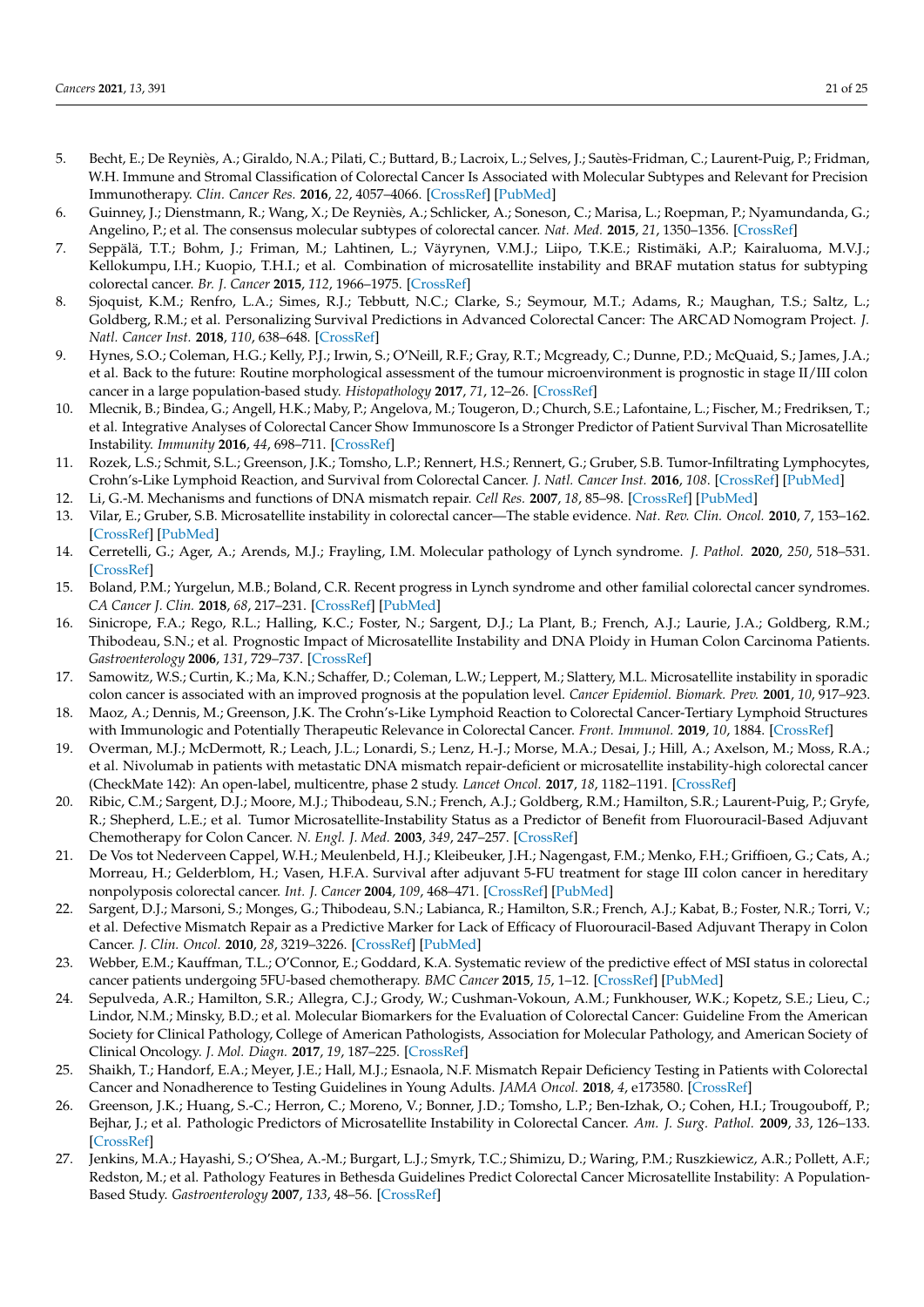5. Becht, E.; De Reyniès, A.; Giraldo, N.A.; Pilati, C.; Buttard, B.; Lacroix, L.; Selves, J.; Sautès-Fridman, C.; Laurent-Puig, P.; Fridman, W.H. Immune and Stromal Classification of Colorectal Cancer Is Associated with Molecular Subtypes and Relevant for Precision Immunotherapy. *Clin. Cancer Res.* **2016**, *22*, 4057–4066. [CrossRef] [PubMed]
6. Guinney, J.; Dienstmann, R.; Wang, X.; De Reyniès, A.; Schlicker, A.; Soneson, C.; Marisa, L.; Roepman, P.; Nyamundanda, G.; Angelino, P.; et al. The consensus molecular subtypes of colorectal cancer. *Nat. Med.* **2015**, *21*, 1350–1356. [CrossRef]
7. Seppälä, T.T.; Bohm, J.; Friman, M.; Lahtinen, L.; Väyrynen, V.M.J.; Liipo, T.K.E.; Ristimäki, A.P.; Kairaluoma, M.V.J.; Kellokumpu, I.H.; Kuopio, T.H.I.; et al. Combination of microsatellite instability and BRAF mutation status for subtyping colorectal cancer. *Br. J. Cancer* **2015**, *112*, 1966–1975. [CrossRef]
8. Sjoquist, K.M.; Renfro, L.A.; Simes, R.J.; Tebbutt, N.C.; Clarke, S.; Seymour, M.T.; Adams, R.; Maughan, T.S.; Saltz, L.; Goldberg, R.M.; et al. Personalizing Survival Predictions in Advanced Colorectal Cancer: The ARCAD Nomogram Project. *J. Natl. Cancer Inst.* **2018**, *110*, 638–648. [CrossRef]
9. Hynes, S.O.; Coleman, H.G.; Kelly, P.J.; Irwin, S.; O'Neill, R.F.; Gray, R.T.; Mcgready, C.; Dunne, P.D.; McQuaid, S.; James, J.A.; et al. Back to the future: Routine morphological assessment of the tumour microenvironment is prognostic in stage II/III colon cancer in a large population-based study. *Histopathology* **2017**, *71*, 12–26. [CrossRef]
10. Mlecnik, B.; Bindea, G.; Angell, H.K.; Maby, P.; Angelova, M.; Tougeron, D.; Church, S.E.; Lafontaine, L.; Fischer, M.; Fredriksen, T.; et al. Integrative Analyses of Colorectal Cancer Show Immunoscore Is a Stronger Predictor of Patient Survival Than Microsatellite Instability. *Immunity* **2016**, *44*, 698–711. [CrossRef]
11. Rozek, L.S.; Schmit, S.L.; Greenson, J.K.; Tomsho, L.P.; Rennert, H.S.; Rennert, G.; Gruber, S.B. Tumor-Infiltrating Lymphocytes, Crohn's-Like Lymphoid Reaction, and Survival from Colorectal Cancer. *J. Natl. Cancer Inst.* **2016**, *108*. [CrossRef] [PubMed]
12. Li, G.-M. Mechanisms and functions of DNA mismatch repair. *Cell Res.* **2007**, *18*, 85–98. [CrossRef] [PubMed]
13. Vilar, E.; Gruber, S.B. Microsatellite instability in colorectal cancer—The stable evidence. *Nat. Rev. Clin. Oncol.* **2010**, *7*, 153–162. [CrossRef] [PubMed]
14. Cerretelli, G.; Ager, A.; Arends, M.J.; Frayling, I.M. Molecular pathology of Lynch syndrome. *J. Pathol.* **2020**, *250*, 518–531. [CrossRef]
15. Boland, P.M.; Yurgelun, M.B.; Boland, C.R. Recent progress in Lynch syndrome and other familial colorectal cancer syndromes. *CA Cancer J. Clin.* **2018**, *68*, 217–231. [CrossRef] [PubMed]
16. Sinicrope, F.A.; Rego, R.L.; Halling, K.C.; Foster, N.; Sargent, D.J.; La Plant, B.; French, A.J.; Laurie, J.A.; Goldberg, R.M.; Thibodeau, S.N.; et al. Prognostic Impact of Microsatellite Instability and DNA Ploidy in Human Colon Carcinoma Patients. *Gastroenterology* **2006**, *131*, 729–737. [CrossRef]
17. Samowitz, W.S.; Curtin, K.; Ma, K.N.; Schaffer, D.; Coleman, L.W.; Leppert, M.; Slattery, M.L. Microsatellite instability in sporadic colon cancer is associated with an improved prognosis at the population level. *Cancer Epidemiol. Biomark. Prev.* **2001**, *10*, 917–923.
18. Maoz, A.; Dennis, M.; Greenson, J.K. The Crohn's-Like Lymphoid Reaction to Colorectal Cancer-Tertiary Lymphoid Structures with Immunologic and Potentially Therapeutic Relevance in Colorectal Cancer. *Front. Immunol.* **2019**, *10*, 1884. [CrossRef]
19. Overman, M.J.; McDermott, R.; Leach, J.L.; Lonardi, S.; Lenz, H.-J.; Morse, M.A.; Desai, J.; Hill, A.; Axelson, M.; Moss, R.A.; et al. Nivolumab in patients with metastatic DNA mismatch repair-deficient or microsatellite instability-high colorectal cancer (CheckMate 142): An open-label, multicentre, phase 2 study. *Lancet Oncol.* **2017**, *18*, 1182–1191. [CrossRef]
20. Ribic, C.M.; Sargent, D.J.; Moore, M.J.; Thibodeau, S.N.; French, A.J.; Goldberg, R.M.; Hamilton, S.R.; Laurent-Puig, P.; Gryfe, R.; Shepherd, L.E.; et al. Tumor Microsatellite-Instability Status as a Predictor of Benefit from Fluorouracil-Based Adjuvant Chemotherapy for Colon Cancer. *N. Engl. J. Med.* **2003**, *349*, 247–257. [CrossRef]
21. De Vos tot Nederveen Cappel, W.H.; Meulenbeld, H.J.; Kleibeuker, J.H.; Nagengast, F.M.; Menko, F.H.; Griffioen, G.; Cats, A.; Morreau, H.; Gelderblom, H.; Vasen, H.F.A. Survival after adjuvant 5-FU treatment for stage III colon cancer in hereditary nonpolyposis colorectal cancer. *Int. J. Cancer* **2004**, *109*, 468–471. [CrossRef] [PubMed]
22. Sargent, D.J.; Marsoni, S.; Monges, G.; Thibodeau, S.N.; Labianca, R.; Hamilton, S.R.; French, A.J.; Kabat, B.; Foster, N.R.; Torri, V.; et al. Defective Mismatch Repair as a Predictive Marker for Lack of Efficacy of Fluorouracil-Based Adjuvant Therapy in Colon Cancer. *J. Clin. Oncol.* **2010**, *28*, 3219–3226. [CrossRef] [PubMed]
23. Webber, E.M.; Kauffman, T.L.; O'Connor, E.; Goddard, K.A. Systematic review of the predictive effect of MSI status in colorectal cancer patients undergoing 5FU-based chemotherapy. *BMC Cancer* **2015**, *15*, 1–12. [CrossRef] [PubMed]
24. Sepulveda, A.R.; Hamilton, S.R.; Allegra, C.J.; Grody, W.; Cushman-Vokoun, A.M.; Funkhouser, W.K.; Kopetz, S.E.; Lieu, C.; Lindor, N.M.; Minsky, B.D.; et al. Molecular Biomarkers for the Evaluation of Colorectal Cancer: Guideline From the American Society for Clinical Pathology, College of American Pathologists, Association for Molecular Pathology, and American Society of Clinical Oncology. *J. Mol. Diagn.* **2017**, *19*, 187–225. [CrossRef]
25. Shaikh, T.; Handorf, E.A.; Meyer, J.E.; Hall, M.J.; Esnaola, N.F. Mismatch Repair Deficiency Testing in Patients with Colorectal Cancer and Nonadherence to Testing Guidelines in Young Adults. *JAMA Oncol.* **2018**, *4*, e173580. [CrossRef]
26. Greenson, J.K.; Huang, S.-C.; Herron, C.; Moreno, V.; Bonner, J.D.; Tomsho, L.P.; Ben-Izhak, O.; Cohen, H.I.; Trougouboff, P.; Bejhar, J.; et al. Pathologic Predictors of Microsatellite Instability in Colorectal Cancer. *Am. J. Surg. Pathol.* **2009**, *33*, 126–133. [CrossRef]
27. Jenkins, M.A.; Hayashi, S.; O'Shea, A.-M.; Burgart, L.J.; Smyrk, T.C.; Shimizu, D.; Waring, P.M.; Ruszkiewicz, A.R.; Pollett, A.F.; Redston, M.; et al. Pathology Features in Bethesda Guidelines Predict Colorectal Cancer Microsatellite Instability: A Population-Based Study. *Gastroenterology* **2007**, *133*, 48–56. [CrossRef]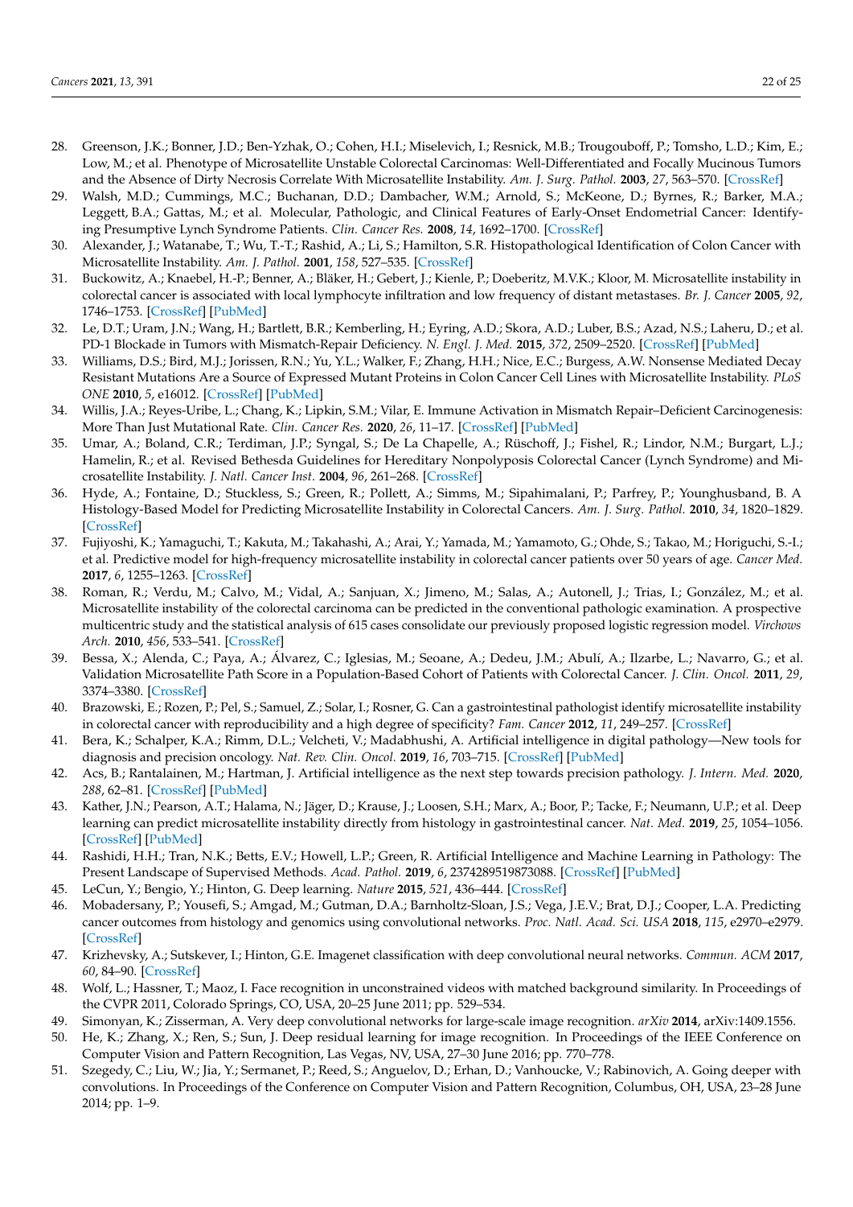28. Greenson, J.K.; Bonner, J.D.; Ben-Yzhak, O.; Cohen, H.I.; Miselevich, I.; Resnick, M.B.; Trougouboff, P.; Tomsho, L.D.; Kim, E.; Low, M.; et al. Phenotype of Microsatellite Unstable Colorectal Carcinomas: Well-Differentiated and Focally Mucinous Tumors and the Absence of Dirty Necrosis Correlate With Microsatellite Instability. *Am. J. Surg. Pathol.* **2003**, *27*, 563–570. [CrossRef]
29. Walsh, M.D.; Cummings, M.C.; Buchanan, D.D.; Dambacher, W.M.; Arnold, S.; McKeone, D.; Byrnes, R.; Barker, M.A.; Leggett, B.A.; Gattas, M.; et al. Molecular, Pathologic, and Clinical Features of Early-Onset Endometrial Cancer: Identifying Presumptive Lynch Syndrome Patients. *Clin. Cancer Res.* **2008**, *14*, 1692–1700. [CrossRef]
30. Alexander, J.; Watanabe, T.; Wu, T.-T.; Rashid, A.; Li, S.; Hamilton, S.R. Histopathological Identification of Colon Cancer with Microsatellite Instability. *Am. J. Pathol.* **2001**, *158*, 527–535. [CrossRef]
31. Buckowitz, A.; Knaebel, H.-P.; Benner, A.; Bläker, H.; Gebert, J.; Kienle, P.; Doeberitz, M.V.K.; Kloor, M. Microsatellite instability in colorectal cancer is associated with local lymphocyte infiltration and low frequency of distant metastases. *Br. J. Cancer* **2005**, *92*, 1746–1753. [CrossRef] [PubMed]
32. Le, D.T.; Uram, J.N.; Wang, H.; Bartlett, B.R.; Kemberling, H.; Eyring, A.D.; Skora, A.D.; Luber, B.S.; Azad, N.S.; Laheru, D.; et al. PD-1 Blockade in Tumors with Mismatch-Repair Deficiency. *N. Engl. J. Med.* **2015**, *372*, 2509–2520. [CrossRef] [PubMed]
33. Williams, D.S.; Bird, M.J.; Jorissen, R.N.; Yu, Y.L.; Walker, F.; Zhang, H.H.; Nice, E.C.; Burgess, A.W. Nonsense Mediated Decay Resistant Mutations Are a Source of Expressed Mutant Proteins in Colon Cancer Cell Lines with Microsatellite Instability. *PLoS ONE* **2010**, *5*, e16012. [CrossRef] [PubMed]
34. Willis, J.A.; Reyes-Uribe, L.; Chang, K.; Lipkin, S.M.; Vilar, E. Immune Activation in Mismatch Repair–Deficient Carcinogenesis: More Than Just Mutational Rate. *Clin. Cancer Res.* **2020**, *26*, 11–17. [CrossRef] [PubMed]
35. Umar, A.; Boland, C.R.; Terdiman, J.P.; Syngal, S.; De La Chapelle, A.; Rüschoff, J.; Fishel, R.; Lindor, N.M.; Burgart, L.J.; Hamelin, R.; et al. Revised Bethesda Guidelines for Hereditary Nonpolyposis Colorectal Cancer (Lynch Syndrome) and Microsatellite Instability. *J. Natl. Cancer Inst.* **2004**, *96*, 261–268. [CrossRef]
36. Hyde, A.; Fontaine, D.; Stuckless, S.; Green, R.; Pollett, A.; Simms, M.; Sipahimalani, P.; Parfrey, P.; Younghusband, B. A Histology-Based Model for Predicting Microsatellite Instability in Colorectal Cancers. *Am. J. Surg. Pathol.* **2010**, *34*, 1820–1829. [CrossRef]
37. Fujiyoshi, K.; Yamaguchi, T.; Kakuta, M.; Takahashi, A.; Arai, Y.; Yamada, M.; Yamamoto, G.; Ohde, S.; Takao, M.; Horiguchi, S.-I.; et al. Predictive model for high-frequency microsatellite instability in colorectal cancer patients over 50 years of age. *Cancer Med.* **2017**, *6*, 1255–1263. [CrossRef]
38. Roman, R.; Verdu, M.; Calvo, M.; Vidal, A.; Sanjuan, X.; Jimeno, M.; Salas, A.; Autonell, J.; Trias, I.; González, M.; et al. Microsatellite instability of the colorectal carcinoma can be predicted in the conventional pathologic examination. A prospective multicentric study and the statistical analysis of 615 cases consolidate our previously proposed logistic regression model. *Virchows Arch.* **2010**, *456*, 533–541. [CrossRef]
39. Bessa, X.; Alenda, C.; Paya, A.; Álvarez, C.; Iglesias, M.; Seoane, A.; Dedeu, J.M.; Abulí, A.; Ilzarbe, L.; Navarro, G.; et al. Validation Microsatellite Path Score in a Population-Based Cohort of Patients with Colorectal Cancer. *J. Clin. Oncol.* **2011**, *29*, 3374–3380. [CrossRef]
40. Brazowski, E.; Rozen, P.; Pel, S.; Samuel, Z.; Solar, I.; Rosner, G. Can a gastrointestinal pathologist identify microsatellite instability in colorectal cancer with reproducibility and a high degree of specificity? *Fam. Cancer* **2012**, *11*, 249–257. [CrossRef]
41. Bera, K.; Schalper, K.A.; Rimm, D.L.; Velcheti, V.; Madabhushi, A. Artificial intelligence in digital pathology—New tools for diagnosis and precision oncology. *Nat. Rev. Clin. Oncol.* **2019**, *16*, 703–715. [CrossRef] [PubMed]
42. Acs, B.; Rantalainen, M.; Hartman, J. Artificial intelligence as the next step towards precision pathology. *J. Intern. Med.* **2020**, *288*, 62–81. [CrossRef] [PubMed]
43. Kather, J.N.; Pearson, A.T.; Halama, N.; Jäger, D.; Krause, J.; Loosen, S.H.; Marx, A.; Boor, P.; Tacke, F.; Neumann, U.P.; et al. Deep learning can predict microsatellite instability directly from histology in gastrointestinal cancer. *Nat. Med.* **2019**, *25*, 1054–1056. [CrossRef] [PubMed]
44. Rashidi, H.H.; Tran, N.K.; Betts, E.V.; Howell, L.P.; Green, R. Artificial Intelligence and Machine Learning in Pathology: The Present Landscape of Supervised Methods. *Acad. Pathol.* **2019**, *6*, 2374289519873088. [CrossRef] [PubMed]
45. LeCun, Y.; Bengio, Y.; Hinton, G. Deep learning. *Nature* **2015**, *521*, 436–444. [CrossRef]
46. Mobadersany, P.; Yousefi, S.; Amgad, M.; Gutman, D.A.; Barnholtz-Sloan, J.S.; Vega, J.E.V.; Brat, D.J.; Cooper, L.A. Predicting cancer outcomes from histology and genomics using convolutional networks. *Proc. Natl. Acad. Sci. USA* **2018**, *115*, e2970–e2979. [CrossRef]
47. Krizhevsky, A.; Sutskever, I.; Hinton, G.E. Imagenet classification with deep convolutional neural networks. *Commun. ACM* **2017**, *60*, 84–90. [CrossRef]
48. Wolf, L.; Hassner, T.; Maoz, I. Face recognition in unconstrained videos with matched background similarity. In Proceedings of the CVPR 2011, Colorado Springs, CO, USA, 20–25 June 2011; pp. 529–534.
49. Simonyan, K.; Zisserman, A. Very deep convolutional networks for large-scale image recognition. *arXiv* **2014**, arXiv:1409.1556.
50. He, K.; Zhang, X.; Ren, S.; Sun, J. Deep residual learning for image recognition. In Proceedings of the IEEE Conference on Computer Vision and Pattern Recognition, Las Vegas, NV, USA, 27–30 June 2016; pp. 770–778.
51. Szegedy, C.; Liu, W.; Jia, Y.; Sermanet, P.; Reed, S.; Anguelov, D.; Erhan, D.; Vanhoucke, V.; Rabinovich, A. Going deeper with convolutions. In Proceedings of the Conference on Computer Vision and Pattern Recognition, Columbus, OH, USA, 23–28 June 2014; pp. 1–9.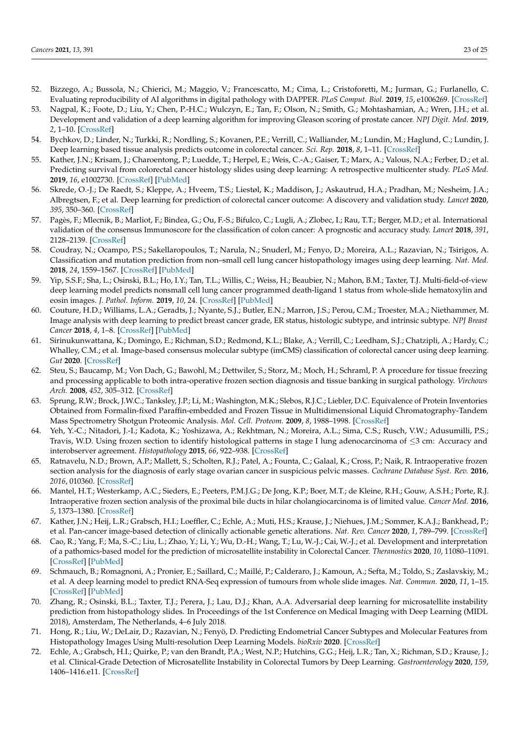52. Bizzego, A.; Bussola, N.; Chierici, M.; Maggio, V.; Francescatto, M.; Cima, L.; Cristoforetti, M.; Jurman, G.; Furlanello, C. Evaluating reproducibility of AI algorithms in digital pathology with DAPPER. *PLoS Comput. Biol.* **2019**, *15*, e1006269. [CrossRef]
53. Nagpal, K.; Foote, D.; Liu, Y.; Chen, P.-H.C.; Wulczyn, E.; Tan, F.; Olson, N.; Smith, G.; Mohtashamian, A.; Wren, J.H.; et al. Development and validation of a deep learning algorithm for improving Gleason scoring of prostate cancer. *NPJ Digit. Med.* **2019**, *2*, 1–10. [CrossRef]
54. Bychkov, D.; Linder, N.; Turkki, R.; Nordling, S.; Kovanen, P.E.; Verrill, C.; Walliander, M.; Lundin, M.; Haglund, C.; Lundin, J. Deep learning based tissue analysis predicts outcome in colorectal cancer. *Sci. Rep.* **2018**, *8*, 1–11. [CrossRef]
55. Kather, J.N.; Krisam, J.; Charoentong, P.; Luedde, T.; Herpel, E.; Weis, C.-A.; Gaiser, T.; Marx, A.; Valous, N.A.; Ferber, D.; et al. Predicting survival from colorectal cancer histology slides using deep learning: A retrospective multicenter study. *PLoS Med.* **2019**, *16*, e1002730. [CrossRef] [PubMed]
56. Skrede, O.-J.; De Raedt, S.; Kleppe, A.; Hveem, T.S.; Liestøl, K.; Maddison, J.; Askautrud, H.A.; Pradhan, M.; Nesheim, J.A.; Albregtsen, F.; et al. Deep learning for prediction of colorectal cancer outcome: A discovery and validation study. *Lancet* **2020**, *395*, 350–360. [CrossRef]
57. Pagès, F.; Mlecnik, B.; Marliot, F.; Bindea, G.; Ou, F.-S.; Bifulco, C.; Lugli, A.; Zlobec, I.; Rau, T.T.; Berger, M.D.; et al. International validation of the consensus Immunoscore for the classification of colon cancer: A prognostic and accuracy study. *Lancet* **2018**, *391*, 2128–2139. [CrossRef]
58. Coudray, N.; Ocampo, P.S.; Sakellaropoulos, T.; Narula, N.; Snuderl, M.; Fenyo, D.; Moreira, A.L.; Razavian, N.; Tsirigos, A. Classification and mutation prediction from non–small cell lung cancer histopathology images using deep learning. *Nat. Med.* **2018**, *24*, 1559–1567. [CrossRef] [PubMed]
59. Yip, S.S.F.; Sha, L.; Osinski, B.L.; Ho, I.Y.; Tan, T.L.; Willis, C.; Weiss, H.; Beaubier, N.; Mahon, B.M.; Taxter, T.J. Multi-field-of-view deep learning model predicts nonsmall cell lung cancer programmed death-ligand 1 status from whole-slide hematoxylin and eosin images. *J. Pathol. Inform.* **2019**, *10*, 24. [CrossRef] [PubMed]
60. Couture, H.D.; Williams, L.A.; Geradts, J.; Nyante, S.J.; Butler, E.N.; Marron, J.S.; Perou, C.M.; Troester, M.A.; Niethammer, M. Image analysis with deep learning to predict breast cancer grade, ER status, histologic subtype, and intrinsic subtype. *NPJ Breast Cancer* **2018**, *4*, 1–8. [CrossRef] [PubMed]
61. Sirinukunwattana, K.; Domingo, E.; Richman, S.D.; Redmond, K.L.; Blake, A.; Verrill, C.; Leedham, S.J.; Chatzipli, A.; Hardy, C.; Whalley, C.M.; et al. Image-based consensus molecular subtype (imCMS) classification of colorectal cancer using deep learning. *Gut* **2020**. [CrossRef]
62. Steu, S.; Baucamp, M.; Von Dach, G.; Bawohl, M.; Dettwiler, S.; Storz, M.; Moch, H.; Schraml, P. A procedure for tissue freezing and processing applicable to both intra-operative frozen section diagnosis and tissue banking in surgical pathology. *Virchows Arch.* **2008**, *452*, 305–312. [CrossRef]
63. Sprung, R.W.; Brock, J.W.C.; Tanksley, J.P.; Li, M.; Washington, M.K.; Slebos, R.J.C.; Liebler, D.C. Equivalence of Protein Inventories Obtained from Formalin-fixed Paraffin-embedded and Frozen Tissue in Multidimensional Liquid Chromatography-Tandem Mass Spectrometry Shotgun Proteomic Analysis. *Mol. Cell. Proteom.* **2009**, *8*, 1988–1998. [CrossRef]
64. Yeh, Y.-C.; Nitadori, J.-I.; Kadota, K.; Yoshizawa, A.; Rekhtman, N.; Moreira, A.L.; Sima, C.S.; Rusch, V.W.; Adusumilli, P.S.; Travis, W.D. Using frozen section to identify histological patterns in stage I lung adenocarcinoma of ≤3 cm: Accuracy and interobserver agreement. *Histopathology* **2015**, *66*, 922–938. [CrossRef]
65. Ratnavelu, N.D.; Brown, A.P.; Mallett, S.; Scholten, R.J.; Patel, A.; Founta, C.; Galaal, K.; Cross, P.; Naik, R. Intraoperative frozen section analysis for the diagnosis of early stage ovarian cancer in suspicious pelvic masses. *Cochrane Database Syst. Rev.* **2016**, *2016*, 010360. [CrossRef]
66. Mantel, H.T.; Westerkamp, A.C.; Sieders, E.; Peeters, P.M.J.G.; De Jong, K.P.; Boer, M.T.; de Kleine, R.H.; Gouw, A.S.H.; Porte, R.J. Intraoperative frozen section analysis of the proximal bile ducts in hilar cholangiocarcinoma is of limited value. *Cancer Med.* **2016**, *5*, 1373–1380. [CrossRef]
67. Kather, J.N.; Heij, L.R.; Grabsch, H.I.; Loeffler, C.; Echle, A.; Muti, H.S.; Krause, J.; Niehues, J.M.; Sommer, K.A.J.; Bankhead, P.; et al. Pan-cancer image-based detection of clinically actionable genetic alterations. *Nat. Rev. Cancer* **2020**, *1*, 789–799. [CrossRef]
68. Cao, R.; Yang, F.; Ma, S.-C.; Liu, L.; Zhao, Y.; Li, Y.; Wu, D.-H.; Wang, T.; Lu, W.-J.; Cai, W.-J.; et al. Development and interpretation of a pathomics-based model for the prediction of microsatellite instability in Colorectal Cancer. *Theranostics* **2020**, *10*, 11080–11091. [CrossRef] [PubMed]
69. Schmauch, B.; Romagnoni, A.; Pronier, E.; Saillard, C.; Maillé, P.; Calderaro, J.; Kamoun, A.; Sefta, M.; Toldo, S.; Zaslavskiy, M.; et al. A deep learning model to predict RNA-Seq expression of tumours from whole slide images. *Nat. Commun.* **2020**, *11*, 1–15. [CrossRef] [PubMed]
70. Zhang, R.; Osinski, B.L.; Taxter, T.J.; Perera, J.; Lau, D.J.; Khan, A.A. Adversarial deep learning for microsatellite instability prediction from histopathology slides. In Proceedings of the 1st Conference on Medical Imaging with Deep Learning (MIDL 2018), Amsterdam, The Netherlands, 4–6 July 2018.
71. Hong, R.; Liu, W.; DeLair, D.; Razavian, N.; Fenyö, D. Predicting Endometrial Cancer Subtypes and Molecular Features from Histopathology Images Using Multi-resolution Deep Learning Models. *bioRxiv* **2020**. [CrossRef]
72. Echle, A.; Grabsch, H.I.; Quirke, P.; van den Brandt, P.A.; West, N.P.; Hutchins, G.G.; Heij, L.R.; Tan, X.; Richman, S.D.; Krause, J.; et al. Clinical-Grade Detection of Microsatellite Instability in Colorectal Tumors by Deep Learning. *Gastroenterology* **2020**, *159*, 1406–1416.e11. [CrossRef]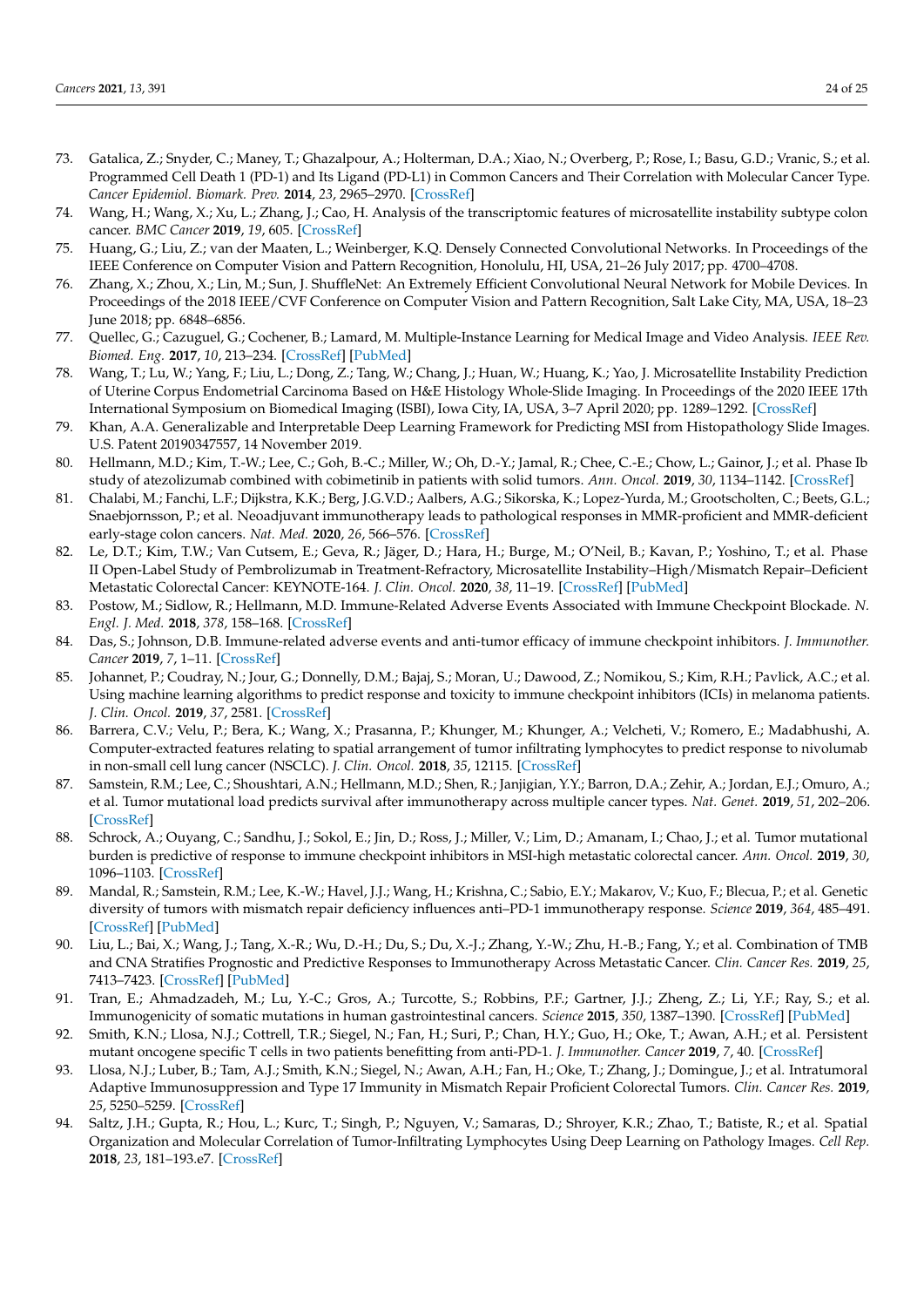73. Gatalica, Z.; Snyder, C.; Maney, T.; Ghazalpour, A.; Holterman, D.A.; Xiao, N.; Overberg, P.; Rose, I.; Basu, G.D.; Vranic, S.; et al. Programmed Cell Death 1 (PD-1) and Its Ligand (PD-L1) in Common Cancers and Their Correlation with Molecular Cancer Type. *Cancer Epidemiol. Biomark. Prev.* **2014**, *23*, 2965–2970. [CrossRef]
74. Wang, H.; Wang, X.; Xu, L.; Zhang, J.; Cao, H. Analysis of the transcriptomic features of microsatellite instability subtype colon cancer. *BMC Cancer* **2019**, *19*, 605. [CrossRef]
75. Huang, G.; Liu, Z.; van der Maaten, L.; Weinberger, K.Q. Densely Connected Convolutional Networks. In Proceedings of the IEEE Conference on Computer Vision and Pattern Recognition, Honolulu, HI, USA, 21–26 July 2017; pp. 4700–4708.
76. Zhang, X.; Zhou, X.; Lin, M.; Sun, J. ShuffleNet: An Extremely Efficient Convolutional Neural Network for Mobile Devices. In Proceedings of the 2018 IEEE/CVF Conference on Computer Vision and Pattern Recognition, Salt Lake City, MA, USA, 18–23 June 2018; pp. 6848–6856.
77. Quellec, G.; Cazuguel, G.; Cochener, B.; Lamard, M. Multiple-Instance Learning for Medical Image and Video Analysis. *IEEE Rev. Biomed. Eng.* **2017**, *10*, 213–234. [CrossRef] [PubMed]
78. Wang, T.; Lu, W.; Yang, F.; Liu, L.; Dong, Z.; Tang, W.; Chang, J.; Huan, W.; Huang, K.; Yao, J. Microsatellite Instability Prediction of Uterine Corpus Endometrial Carcinoma Based on H&E Histology Whole-Slide Imaging. In Proceedings of the 2020 IEEE 17th International Symposium on Biomedical Imaging (ISBI), Iowa City, IA, USA, 3–7 April 2020; pp. 1289–1292. [CrossRef]
79. Khan, A.A. Generalizable and Interpretable Deep Learning Framework for Predicting MSI from Histopathology Slide Images. U.S. Patent 20190347557, 14 November 2019.
80. Hellmann, M.D.; Kim, T.-W.; Lee, C.; Goh, B.-C.; Miller, W.; Oh, D.-Y.; Jamal, R.; Chee, C.-E.; Chow, L.; Gainor, J.; et al. Phase Ib study of atezolizumab combined with cobimetinib in patients with solid tumors. *Ann. Oncol.* **2019**, *30*, 1134–1142. [CrossRef]
81. Chalabi, M.; Fanchi, L.F.; Dijkstra, K.K.; Berg, J.G.V.D.; Aalbers, A.G.; Sikorska, K.; Lopez-Yurda, M.; Grootscholten, C.; Beets, G.L.; Snaebjornsson, P.; et al. Neoadjuvant immunotherapy leads to pathological responses in MMR-proficient and MMR-deficient early-stage colon cancers. *Nat. Med.* **2020**, *26*, 566–576. [CrossRef]
82. Le, D.T.; Kim, T.W.; Van Cutsem, E.; Geva, R.; Jäger, D.; Hara, H.; Burge, M.; O'Neil, B.; Kavan, P.; Yoshino, T.; et al. Phase II Open-Label Study of Pembrolizumab in Treatment-Refractory, Microsatellite Instability–High/Mismatch Repair–Deficient Metastatic Colorectal Cancer: KEYNOTE-164. *J. Clin. Oncol.* **2020**, *38*, 11–19. [CrossRef] [PubMed]
83. Postow, M.; Sidlow, R.; Hellmann, M.D. Immune-Related Adverse Events Associated with Immune Checkpoint Blockade. *N. Engl. J. Med.* **2018**, *378*, 158–168. [CrossRef]
84. Das, S.; Johnson, D.B. Immune-related adverse events and anti-tumor efficacy of immune checkpoint inhibitors. *J. Immunother. Cancer* **2019**, *7*, 1–11. [CrossRef]
85. Johannet, P.; Coudray, N.; Jour, G.; Donnelly, D.M.; Bajaj, S.; Moran, U.; Dawood, Z.; Nomikou, S.; Kim, R.H.; Pavlick, A.C.; et al. Using machine learning algorithms to predict response and toxicity to immune checkpoint inhibitors (ICIs) in melanoma patients. *J. Clin. Oncol.* **2019**, *37*, 2581. [CrossRef]
86. Barrera, C.V.; Velu, P.; Bera, K.; Wang, X.; Prasanna, P.; Khunger, M.; Khunger, A.; Velcheti, V.; Romero, E.; Madabhushi, A. Computer-extracted features relating to spatial arrangement of tumor infiltrating lymphocytes to predict response to nivolumab in non-small cell lung cancer (NSCLC). *J. Clin. Oncol.* **2018**, *35*, 12115. [CrossRef]
87. Samstein, R.M.; Lee, C.; Shoushtari, A.N.; Hellmann, M.D.; Shen, R.; Janjigian, Y.Y.; Barron, D.A.; Zehir, A.; Jordan, E.J.; Omuro, A.; et al. Tumor mutational load predicts survival after immunotherapy across multiple cancer types. *Nat. Genet.* **2019**, *51*, 202–206. [CrossRef]
88. Schrock, A.; Ouyang, C.; Sandhu, J.; Sokol, E.; Jin, D.; Ross, J.; Miller, V.; Lim, D.; Amanam, I.; Chao, J.; et al. Tumor mutational burden is predictive of response to immune checkpoint inhibitors in MSI-high metastatic colorectal cancer. *Ann. Oncol.* **2019**, *30*, 1096–1103. [CrossRef]
89. Mandal, R.; Samstein, R.M.; Lee, K.-W.; Havel, J.J.; Wang, H.; Krishna, C.; Sabio, E.Y.; Makarov, V.; Kuo, F.; Blecua, P.; et al. Genetic diversity of tumors with mismatch repair deficiency influences anti–PD-1 immunotherapy response. *Science* **2019**, *364*, 485–491. [CrossRef] [PubMed]
90. Liu, L.; Bai, X.; Wang, J.; Tang, X.-R.; Wu, D.-H.; Du, S.; Du, X.-J.; Zhang, Y.-W.; Zhu, H.-B.; Fang, Y.; et al. Combination of TMB and CNA Stratifies Prognostic and Predictive Responses to Immunotherapy Across Metastatic Cancer. *Clin. Cancer Res.* **2019**, *25*, 7413–7423. [CrossRef] [PubMed]
91. Tran, E.; Ahmadzadeh, M.; Lu, Y.-C.; Gros, A.; Turcotte, S.; Robbins, P.F.; Gartner, J.J.; Zheng, Z.; Li, Y.F.; Ray, S.; et al. Immunogenicity of somatic mutations in human gastrointestinal cancers. *Science* **2015**, *350*, 1387–1390. [CrossRef] [PubMed]
92. Smith, K.N.; Llosa, N.J.; Cottrell, T.R.; Siegel, N.; Fan, H.; Suri, P.; Chan, H.Y.; Guo, H.; Oke, T.; Awan, A.H.; et al. Persistent mutant oncogene specific T cells in two patients benefitting from anti-PD-1. *J. Immunother. Cancer* **2019**, *7*, 40. [CrossRef]
93. Llosa, N.J.; Luber, B.; Tam, A.J.; Smith, K.N.; Siegel, N.; Awan, A.H.; Fan, H.; Oke, T.; Zhang, J.; Domingue, J.; et al. Intratumoral Adaptive Immunosuppression and Type 17 Immunity in Mismatch Repair Proficient Colorectal Tumors. *Clin. Cancer Res.* **2019**, *25*, 5250–5259. [CrossRef]
94. Saltz, J.H.; Gupta, R.; Hou, L.; Kurc, T.; Singh, P.; Nguyen, V.; Samaras, D.; Shroyer, K.R.; Zhao, T.; Batiste, R.; et al. Spatial Organization and Molecular Correlation of Tumor-Infiltrating Lymphocytes Using Deep Learning on Pathology Images. *Cell Rep.* **2018**, *23*, 181–193.e7. [CrossRef]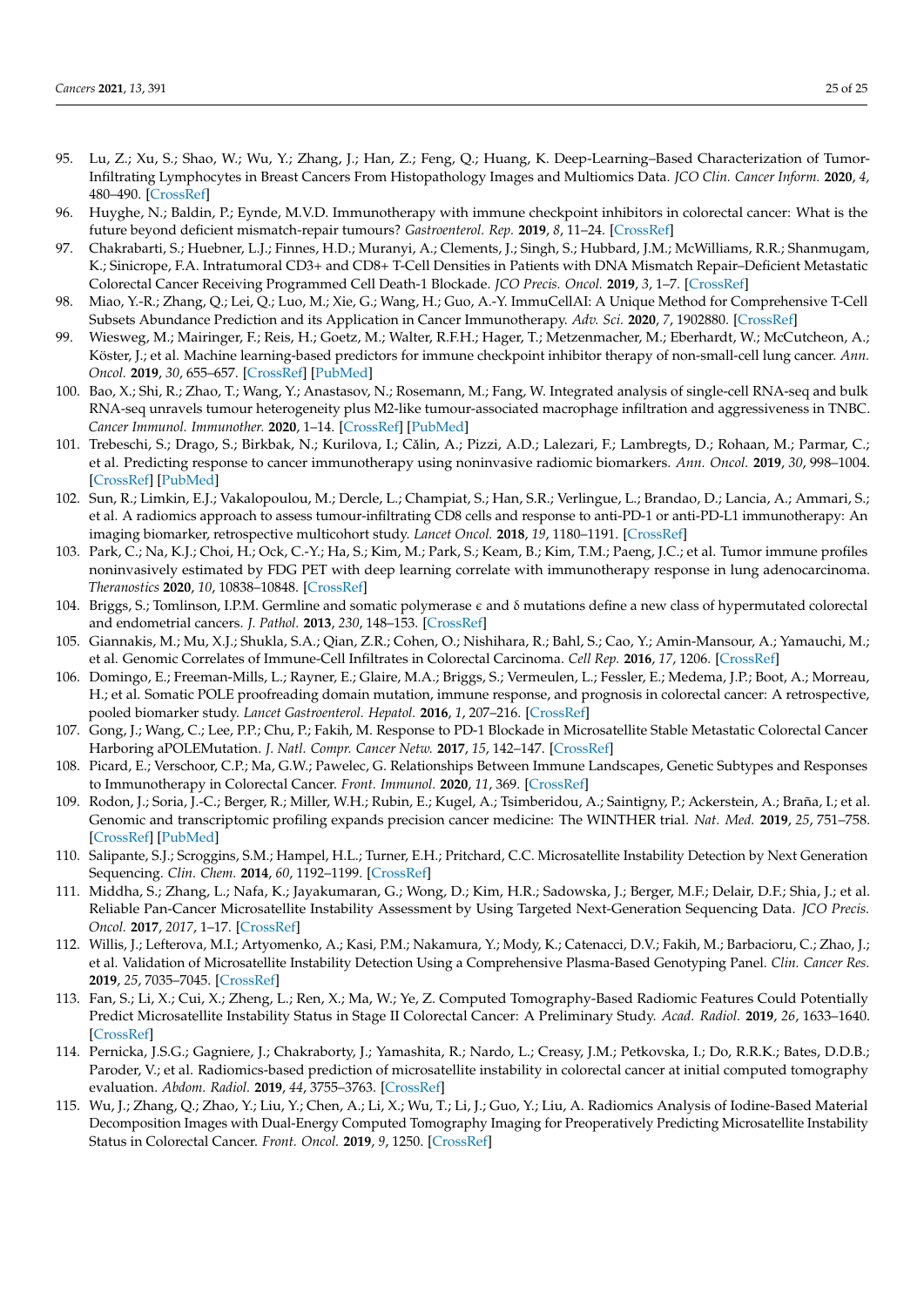95. Lu, Z.; Xu, S.; Shao, W.; Wu, Y.; Zhang, J.; Han, Z.; Feng, Q.; Huang, K. Deep-Learning–Based Characterization of Tumor-Infiltrating Lymphocytes in Breast Cancers From Histopathology Images and Multiomics Data. *JCO Clin. Cancer Inform.* **2020**, *4*, 480–490. [CrossRef]
96. Huyghe, N.; Baldin, P.; Eynde, M.V.D. Immunotherapy with immune checkpoint inhibitors in colorectal cancer: What is the future beyond deficient mismatch-repair tumours? *Gastroenterol. Rep.* **2019**, *8*, 11–24. [CrossRef]
97. Chakrabarti, S.; Huebner, L.J.; Finnes, H.D.; Muranyi, A.; Clements, J.; Singh, S.; Hubbard, J.M.; McWilliams, R.R.; Shanmugam, K.; Sinicrope, F.A. Intratumoral CD3+ and CD8+ T-Cell Densities in Patients with DNA Mismatch Repair–Deficient Metastatic Colorectal Cancer Receiving Programmed Cell Death-1 Blockade. *JCO Precis. Oncol.* **2019**, *3*, 1–7. [CrossRef]
98. Miao, Y.-R.; Zhang, Q.; Lei, Q.; Luo, M.; Xie, G.; Wang, H.; Guo, A.-Y. ImmuCellAI: A Unique Method for Comprehensive T-Cell Subsets Abundance Prediction and its Application in Cancer Immunotherapy. *Adv. Sci.* **2020**, *7*, 1902880. [CrossRef]
99. Wiesweg, M.; Mairinger, F.; Reis, H.; Goetz, M.; Walter, R.F.H.; Hager, T.; Metzenmacher, M.; Eberhardt, W.; McCutcheon, A.; Köster, J.; et al. Machine learning-based predictors for immune checkpoint inhibitor therapy of non-small-cell lung cancer. *Ann. Oncol.* **2019**, *30*, 655–657. [CrossRef] [PubMed]
100. Bao, X.; Shi, R.; Zhao, T.; Wang, Y.; Anastasov, N.; Rosemann, M.; Fang, W. Integrated analysis of single-cell RNA-seq and bulk RNA-seq unravels tumour heterogeneity plus M2-like tumour-associated macrophage infiltration and aggressiveness in TNBC. *Cancer Immunol. Immunother.* **2020**, 1–14. [CrossRef] [PubMed]
101. Trebeschi, S.; Drago, S.; Birkbak, N.; Kurilova, I.; Călin, A.; Pizzi, A.D.; Lalezari, F.; Lambregts, D.; Rohaan, M.; Parmar, C.; et al. Predicting response to cancer immunotherapy using noninvasive radiomic biomarkers. *Ann. Oncol.* **2019**, *30*, 998–1004. [CrossRef] [PubMed]
102. Sun, R.; Limkin, E.J.; Vakalopoulou, M.; Dercle, L.; Champiat, S.; Han, S.R.; Verlingue, L.; Brandao, D.; Lancia, A.; Ammari, S.; et al. A radiomics approach to assess tumour-infiltrating CD8 cells and response to anti-PD-1 or anti-PD-L1 immunotherapy: An imaging biomarker, retrospective multicohort study. *Lancet Oncol.* **2018**, *19*, 1180–1191. [CrossRef]
103. Park, C.; Na, K.J.; Choi, H.; Ock, C.-Y.; Ha, S.; Kim, M.; Park, S.; Keam, B.; Kim, T.M.; Paeng, J.C.; et al. Tumor immune profiles noninvasively estimated by FDG PET with deep learning correlate with immunotherapy response in lung adenocarcinoma. *Theranostics* **2020**, *10*, 10838–10848. [CrossRef]
104. Briggs, S.; Tomlinson, I.P.M. Germline and somatic polymerase $\epsilon$ and $\delta$ mutations define a new class of hypermutated colorectal and endometrial cancers. *J. Pathol.* **2013**, *230*, 148–153. [CrossRef]
105. Giannakis, M.; Mu, X.J.; Shukla, S.A.; Qian, Z.R.; Cohen, O.; Nishihara, R.; Bahl, S.; Cao, Y.; Amin-Mansour, A.; Yamauchi, M.; et al. Genomic Correlates of Immune-Cell Infiltrates in Colorectal Carcinoma. *Cell Rep.* **2016**, *17*, 1206. [CrossRef]
106. Domingo, E.; Freeman-Mills, L.; Rayner, E.; Glaire, M.A.; Briggs, S.; Vermeulen, L.; Fessler, E.; Medema, J.P.; Boot, A.; Morreau, H.; et al. Somatic POLE proofreading domain mutation, immune response, and prognosis in colorectal cancer: A retrospective, pooled biomarker study. *Lancet Gastroenterol. Hepatol.* **2016**, *1*, 207–216. [CrossRef]
107. Gong, J.; Wang, C.; Lee, P.P.; Chu, P.; Fakih, M. Response to PD-1 Blockade in Microsatellite Stable Metastatic Colorectal Cancer Harboring aPOLEMutation. *J. Natl. Compr. Cancer Netw.* **2017**, *15*, 142–147. [CrossRef]
108. Picard, E.; Verschoor, C.P.; Ma, G.W.; Pawelec, G. Relationships Between Immune Landscapes, Genetic Subtypes and Responses to Immunotherapy in Colorectal Cancer. *Front. Immunol.* **2020**, *11*, 369. [CrossRef]
109. Rodon, J.; Soria, J.-C.; Berger, R.; Miller, W.H.; Rubin, E.; Kugel, A.; Tsimberidou, A.; Saintigny, P.; Ackerstein, A.; Braña, I.; et al. Genomic and transcriptomic profiling expands precision cancer medicine: The WINTHER trial. *Nat. Med.* **2019**, *25*, 751–758. [CrossRef] [PubMed]
110. Salipante, S.J.; Scroggins, S.M.; Hampel, H.L.; Turner, E.H.; Pritchard, C.C. Microsatellite Instability Detection by Next Generation Sequencing. *Clin. Chem.* **2014**, *60*, 1192–1199. [CrossRef]
111. Middha, S.; Zhang, L.; Nafa, K.; Jayakumaran, G.; Wong, D.; Kim, H.R.; Sadowska, J.; Berger, M.F.; Delair, D.F.; Shia, J.; et al. Reliable Pan-Cancer Microsatellite Instability Assessment by Using Targeted Next-Generation Sequencing Data. *JCO Precis. Oncol.* **2017**, *2017*, 1–17. [CrossRef]
112. Willis, J.; Lefterova, M.I.; Artyomenko, A.; Kasi, P.M.; Nakamura, Y.; Mody, K.; Catenacci, D.V.; Fakih, M.; Barbacioru, C.; Zhao, J.; et al. Validation of Microsatellite Instability Detection Using a Comprehensive Plasma-Based Genotyping Panel. *Clin. Cancer Res.* **2019**, *25*, 7035–7045. [CrossRef]
113. Fan, S.; Li, X.; Cui, X.; Zheng, L.; Ren, X.; Ma, W.; Ye, Z. Computed Tomography-Based Radiomic Features Could Potentially Predict Microsatellite Instability Status in Stage II Colorectal Cancer: A Preliminary Study. *Acad. Radiol.* **2019**, *26*, 1633–1640. [CrossRef]
114. Pernicka, J.S.G.; Gagniere, J.; Chakraborty, J.; Yamashita, R.; Nardo, L.; Creasy, J.M.; Petkovska, I.; Do, R.R.K.; Bates, D.D.B.; Paroder, V.; et al. Radiomics-based prediction of microsatellite instability in colorectal cancer at initial computed tomography evaluation. *Abdom. Radiol.* **2019**, *44*, 3755–3763. [CrossRef]
115. Wu, J.; Zhang, Q.; Zhao, Y.; Liu, Y.; Chen, A.; Li, X.; Wu, T.; Li, J.; Guo, Y.; Liu, A. Radiomics Analysis of Iodine-Based Material Decomposition Images with Dual-Energy Computed Tomography Imaging for Preoperatively Predicting Microsatellite Instability Status in Colorectal Cancer. *Front. Oncol.* **2019**, *9*, 1250. [CrossRef]